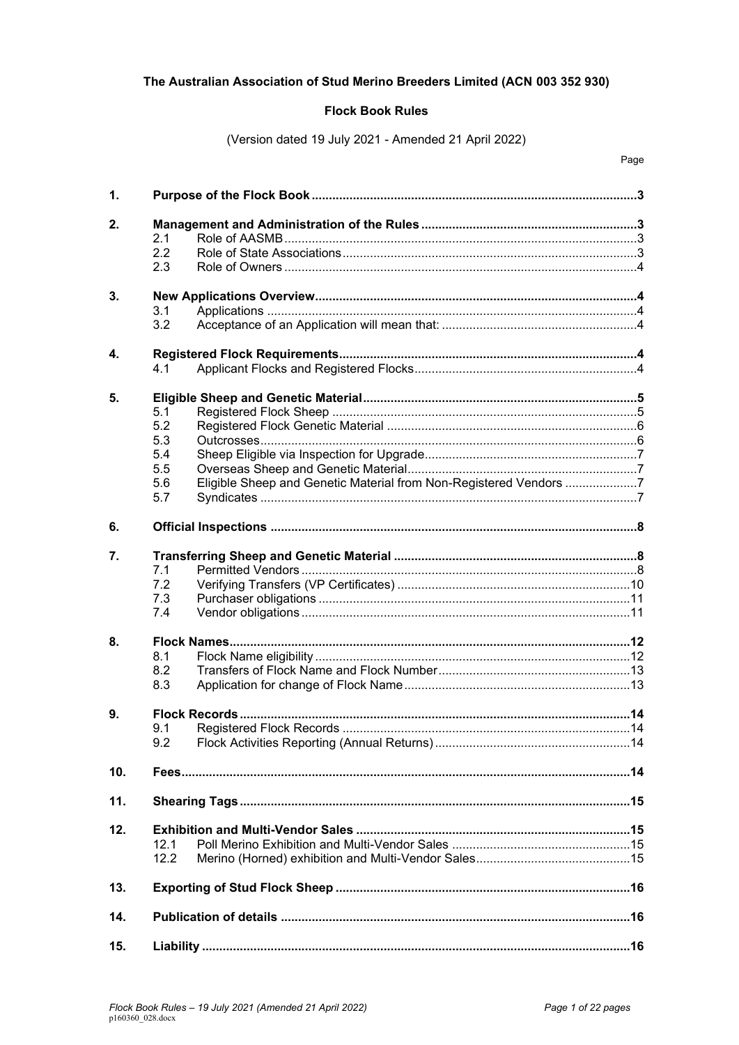**The Australian Association of Stud Merino Breeders Limited (ACN 003 352 930)**

**Flock Book Rules**

(Version dated 19 July 2021 - Amended 21 April 2022)

| | | | Page |
|---|---|---|---|
| **1.** | **Purpose of the Flock Book** | | **3** |
| **2.** | **Management and Administration of the Rules** | | **3** |
| | 2.1 | Role of AASMB | 3 |
| | 2.2 | Role of State Associations | 3 |
| | 2.3 | Role of Owners | 4 |
| **3.** | **New Applications Overview** | | **4** |
| | 3.1 | Applications | 4 |
| | 3.2 | Acceptance of an Application will mean that: | 4 |
| **4.** | **Registered Flock Requirements** | | **4** |
| | 4.1 | Applicant Flocks and Registered Flocks | 4 |
| **5.** | **Eligible Sheep and Genetic Material** | | **5** |
| | 5.1 | Registered Flock Sheep | 5 |
| | 5.2 | Registered Flock Genetic Material | 6 |
| | 5.3 | Outcrosses | 6 |
| | 5.4 | Sheep Eligible via Inspection for Upgrade | 7 |
| | 5.5 | Overseas Sheep and Genetic Material | 7 |
| | 5.6 | Eligible Sheep and Genetic Material from Non-Registered Vendors | 7 |
| | 5.7 | Syndicates | 7 |
| **6.** | **Official Inspections** | | **8** |
| **7.** | **Transferring Sheep and Genetic Material** | | **8** |
| | 7.1 | Permitted Vendors | 8 |
| | 7.2 | Verifying Transfers (VP Certificates) | 10 |
| | 7.3 | Purchaser obligations | 11 |
| | 7.4 | Vendor obligations | 11 |
| **8.** | **Flock Names** | | **12** |
| | 8.1 | Flock Name eligibility | 12 |
| | 8.2 | Transfers of Flock Name and Flock Number | 13 |
| | 8.3 | Application for change of Flock Name | 13 |
| **9.** | **Flock Records** | | **14** |
| | 9.1 | Registered Flock Records | 14 |
| | 9.2 | Flock Activities Reporting (Annual Returns) | 14 |
| **10.** | **Fees** | | **14** |
| **11.** | **Shearing Tags** | | **15** |
| **12.** | **Exhibition and Multi-Vendor Sales** | | **15** |
| | 12.1 | Poll Merino Exhibition and Multi-Vendor Sales | 15 |
| | 12.2 | Merino (Horned) exhibition and Multi-Vendor Sales | 15 |
| **13.** | **Exporting of Stud Flock Sheep** | | **16** |
| **14.** | **Publication of details** | | **16** |
| **15.** | **Liability** | | **16** |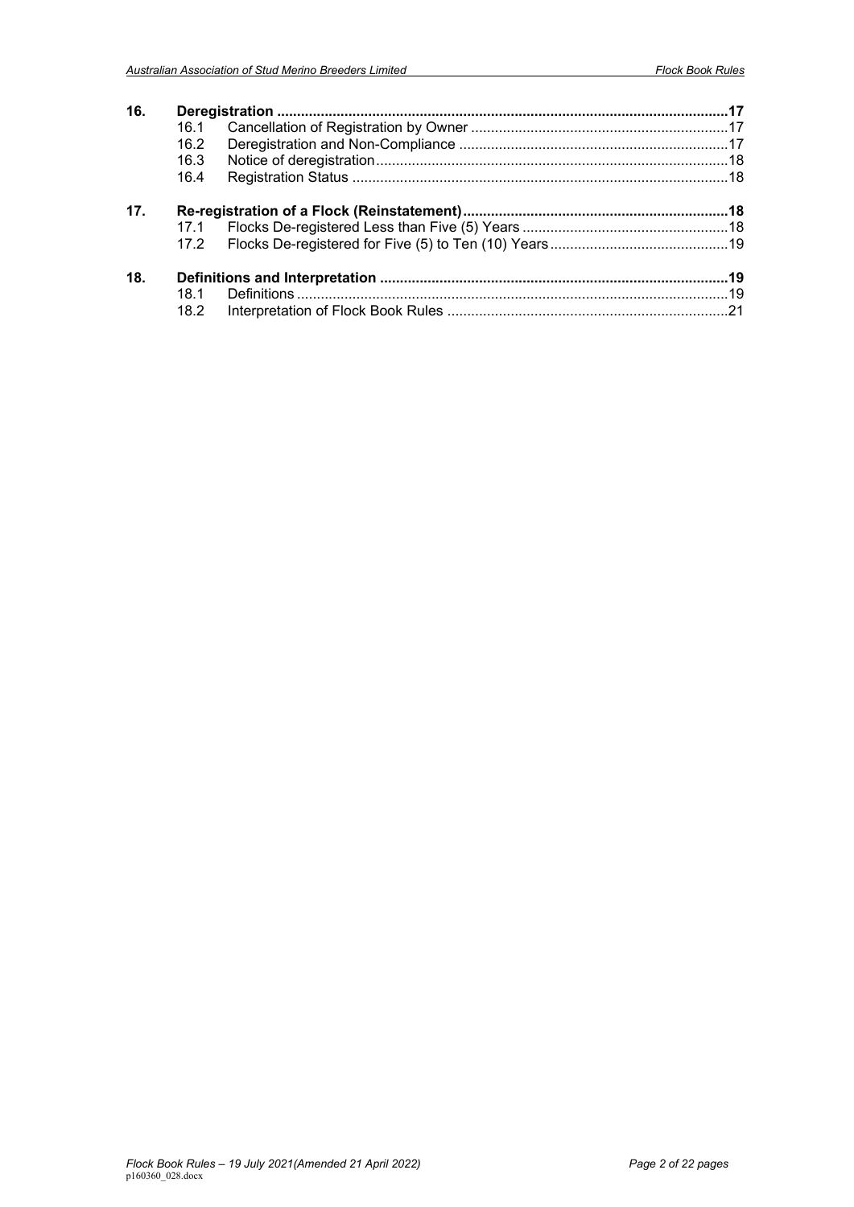| | | | |
|---|---|---|---|
| **16.** | **Deregistration** | | **17** |
| | 16.1 | Cancellation of Registration by Owner | 17 |
| | 16.2 | Deregistration and Non-Compliance | 17 |
| | 16.3 | Notice of deregistration | 18 |
| | 16.4 | Registration Status | 18 |
| **17.** | **Re-registration of a Flock (Reinstatement)** | | **18** |
| | 17.1 | Flocks De-registered Less than Five (5) Years | 18 |
| | 17.2 | Flocks De-registered for Five (5) to Ten (10) Years | 19 |
| **18.** | **Definitions and Interpretation** | | **19** |
| | 18.1 | Definitions | 19 |
| | 18.2 | Interpretation of Flock Book Rules | 21 |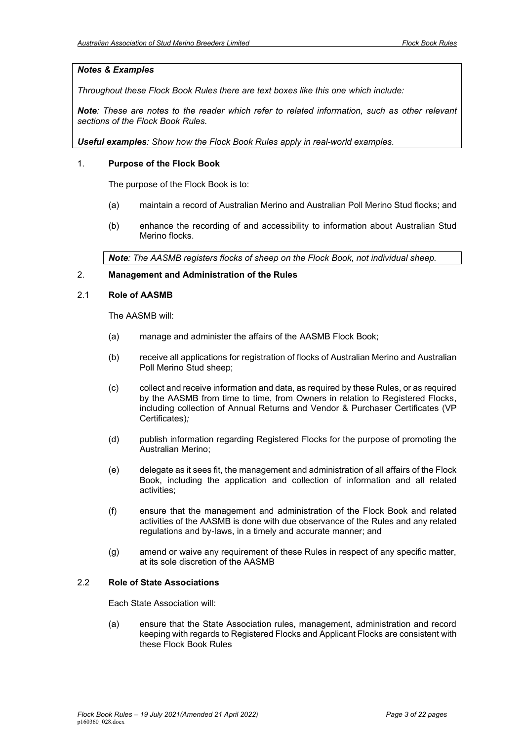***Notes & Examples***

*Throughout these Flock Book Rules there are text boxes like this one which include:*

***Note**: These are notes to the reader which refer to related information, such as other relevant sections of the Flock Book Rules.*

***Useful examples**: Show how the Flock Book Rules apply in real-world examples.*

## 1. **Purpose of the Flock Book**

The purpose of the Flock Book is to:

(a) maintain a record of Australian Merino and Australian Poll Merino Stud flocks; and

(b) enhance the recording of and accessibility to information about Australian Stud Merino flocks.

***Note**: The AASMB registers flocks of sheep on the Flock Book, not individual sheep.*

## 2. **Management and Administration of the Rules**

### 2.1 **Role of AASMB**

The AASMB will:

(a) manage and administer the affairs of the AASMB Flock Book;

(b) receive all applications for registration of flocks of Australian Merino and Australian Poll Merino Stud sheep;

(c) collect and receive information and data, as required by these Rules, or as required by the AASMB from time to time, from Owners in relation to Registered Flocks, including collection of Annual Returns and Vendor & Purchaser Certificates (VP Certificates)*;*

(d) publish information regarding Registered Flocks for the purpose of promoting the Australian Merino;

(e) delegate as it sees fit, the management and administration of all affairs of the Flock Book, including the application and collection of information and all related activities;

(f) ensure that the management and administration of the Flock Book and related activities of the AASMB is done with due observance of the Rules and any related regulations and by-laws, in a timely and accurate manner; and

(g) amend or waive any requirement of these Rules in respect of any specific matter, at its sole discretion of the AASMB

### 2.2 **Role of State Associations**

Each State Association will:

(a) ensure that the State Association rules, management, administration and record keeping with regards to Registered Flocks and Applicant Flocks are consistent with these Flock Book Rules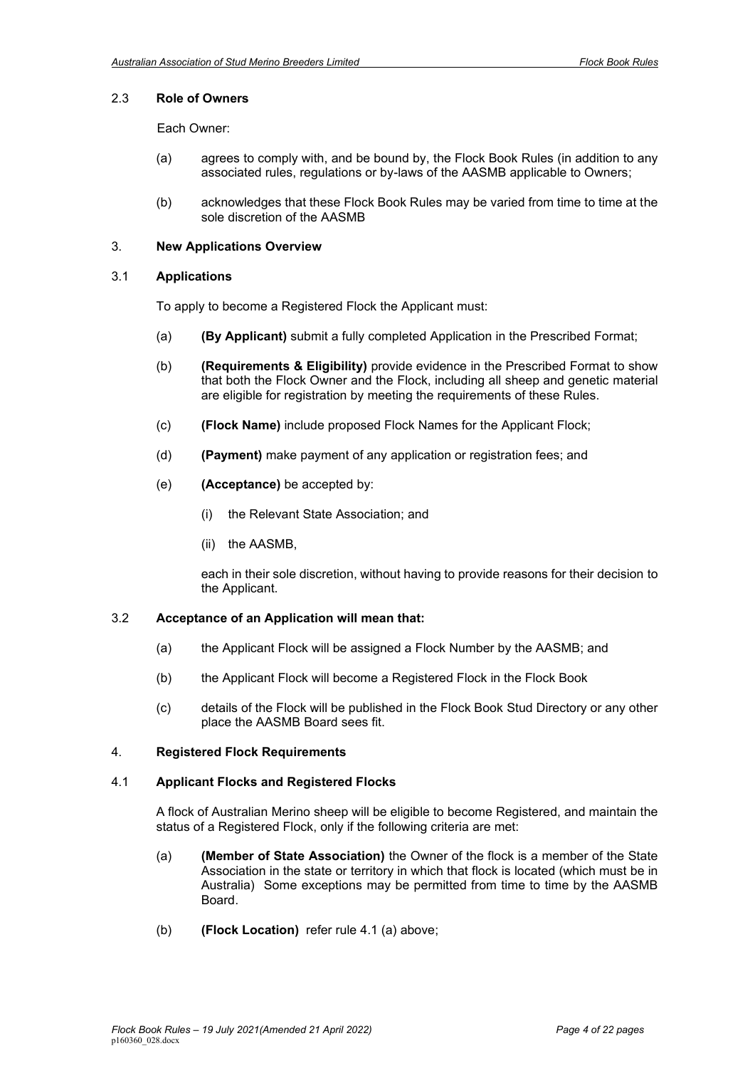### 2.3 **Role of Owners**

Each Owner:

(a) agrees to comply with, and be bound by, the Flock Book Rules (in addition to any associated rules, regulations or by-laws of the AASMB applicable to Owners;

(b) acknowledges that these Flock Book Rules may be varied from time to time at the sole discretion of the AASMB

## 3. **New Applications Overview**

### 3.1 **Applications**

To apply to become a Registered Flock the Applicant must:

(a) **(By Applicant)** submit a fully completed Application in the Prescribed Format;

(b) **(Requirements & Eligibility)** provide evidence in the Prescribed Format to show that both the Flock Owner and the Flock, including all sheep and genetic material are eligible for registration by meeting the requirements of these Rules.

(c) **(Flock Name)** include proposed Flock Names for the Applicant Flock;

(d) **(Payment)** make payment of any application or registration fees; and

(e) **(Acceptance)** be accepted by:

  (i) the Relevant State Association; and

  (ii) the AASMB,

each in their sole discretion, without having to provide reasons for their decision to the Applicant.

### 3.2 **Acceptance of an Application will mean that:**

(a) the Applicant Flock will be assigned a Flock Number by the AASMB; and

(b) the Applicant Flock will become a Registered Flock in the Flock Book

(c) details of the Flock will be published in the Flock Book Stud Directory or any other place the AASMB Board sees fit.

## 4. **Registered Flock Requirements**

### 4.1 **Applicant Flocks and Registered Flocks**

A flock of Australian Merino sheep will be eligible to become Registered, and maintain the status of a Registered Flock, only if the following criteria are met:

(a) **(Member of State Association)** the Owner of the flock is a member of the State Association in the state or territory in which that flock is located (which must be in Australia) Some exceptions may be permitted from time to time by the AASMB Board.

(b) **(Flock Location)** refer rule 4.1 (a) above;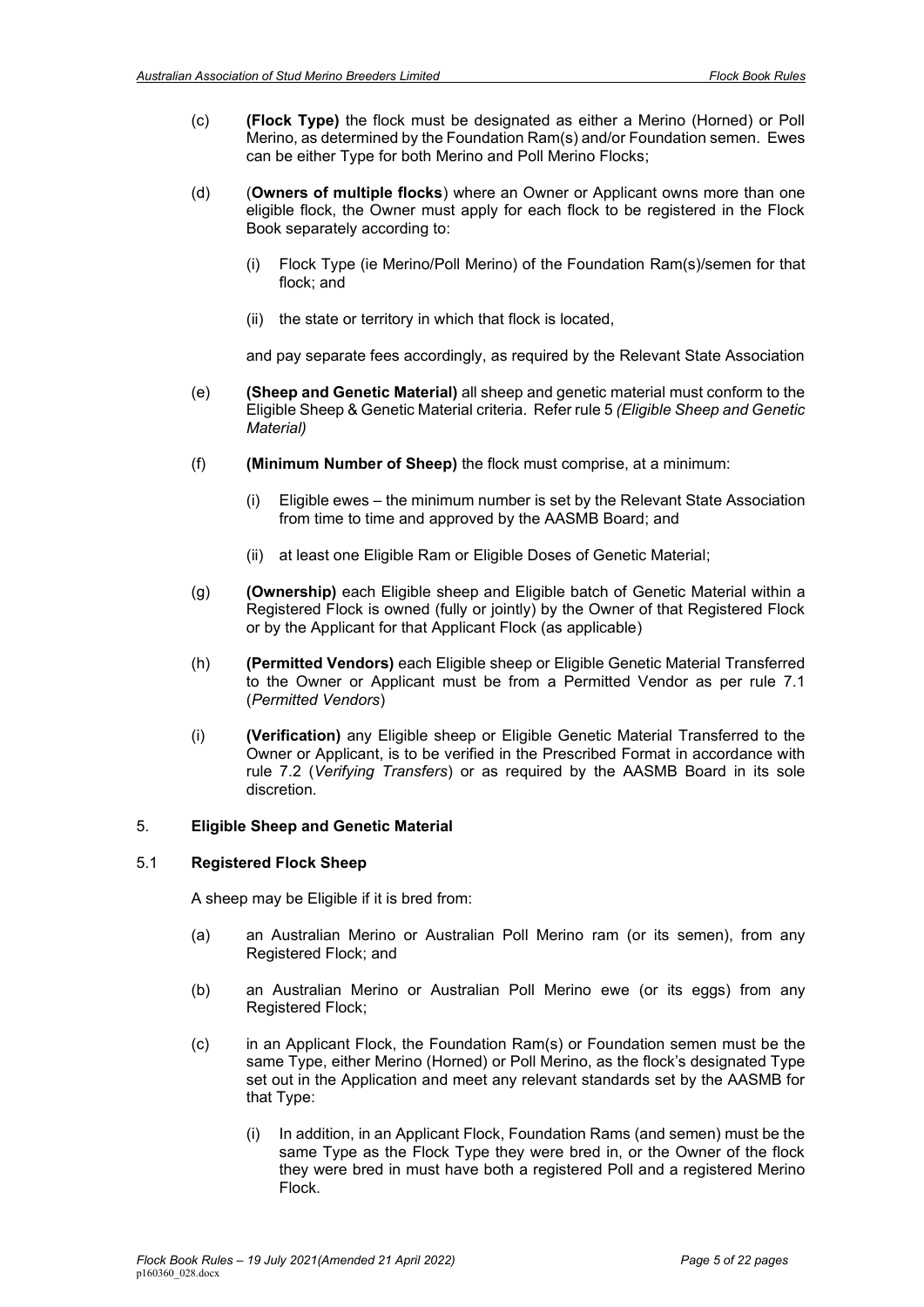(c) **(Flock Type)** the flock must be designated as either a Merino (Horned) or Poll Merino, as determined by the Foundation Ram(s) and/or Foundation semen. Ewes can be either Type for both Merino and Poll Merino Flocks;

(d) (**Owners of multiple flocks**) where an Owner or Applicant owns more than one eligible flock, the Owner must apply for each flock to be registered in the Flock Book separately according to:

(i) Flock Type (ie Merino/Poll Merino) of the Foundation Ram(s)/semen for that flock; and

(ii) the state or territory in which that flock is located,

and pay separate fees accordingly, as required by the Relevant State Association

(e) **(Sheep and Genetic Material)** all sheep and genetic material must conform to the Eligible Sheep & Genetic Material criteria. Refer rule 5 *(Eligible Sheep and Genetic Material)*

(f) **(Minimum Number of Sheep)** the flock must comprise, at a minimum:

(i) Eligible ewes – the minimum number is set by the Relevant State Association from time to time and approved by the AASMB Board; and

(ii) at least one Eligible Ram or Eligible Doses of Genetic Material;

(g) **(Ownership)** each Eligible sheep and Eligible batch of Genetic Material within a Registered Flock is owned (fully or jointly) by the Owner of that Registered Flock or by the Applicant for that Applicant Flock (as applicable)

(h) **(Permitted Vendors)** each Eligible sheep or Eligible Genetic Material Transferred to the Owner or Applicant must be from a Permitted Vendor as per rule 7.1 (*Permitted Vendors*)

(i) **(Verification)** any Eligible sheep or Eligible Genetic Material Transferred to the Owner or Applicant, is to be verified in the Prescribed Format in accordance with rule 7.2 (*Verifying Transfers*) or as required by the AASMB Board in its sole discretion.

## 5. Eligible Sheep and Genetic Material

### 5.1 Registered Flock Sheep

A sheep may be Eligible if it is bred from:

(a) an Australian Merino or Australian Poll Merino ram (or its semen), from any Registered Flock; and

(b) an Australian Merino or Australian Poll Merino ewe (or its eggs) from any Registered Flock;

(c) in an Applicant Flock, the Foundation Ram(s) or Foundation semen must be the same Type, either Merino (Horned) or Poll Merino, as the flock's designated Type set out in the Application and meet any relevant standards set by the AASMB for that Type:

(i) In addition, in an Applicant Flock, Foundation Rams (and semen) must be the same Type as the Flock Type they were bred in, or the Owner of the flock they were bred in must have both a registered Poll and a registered Merino Flock.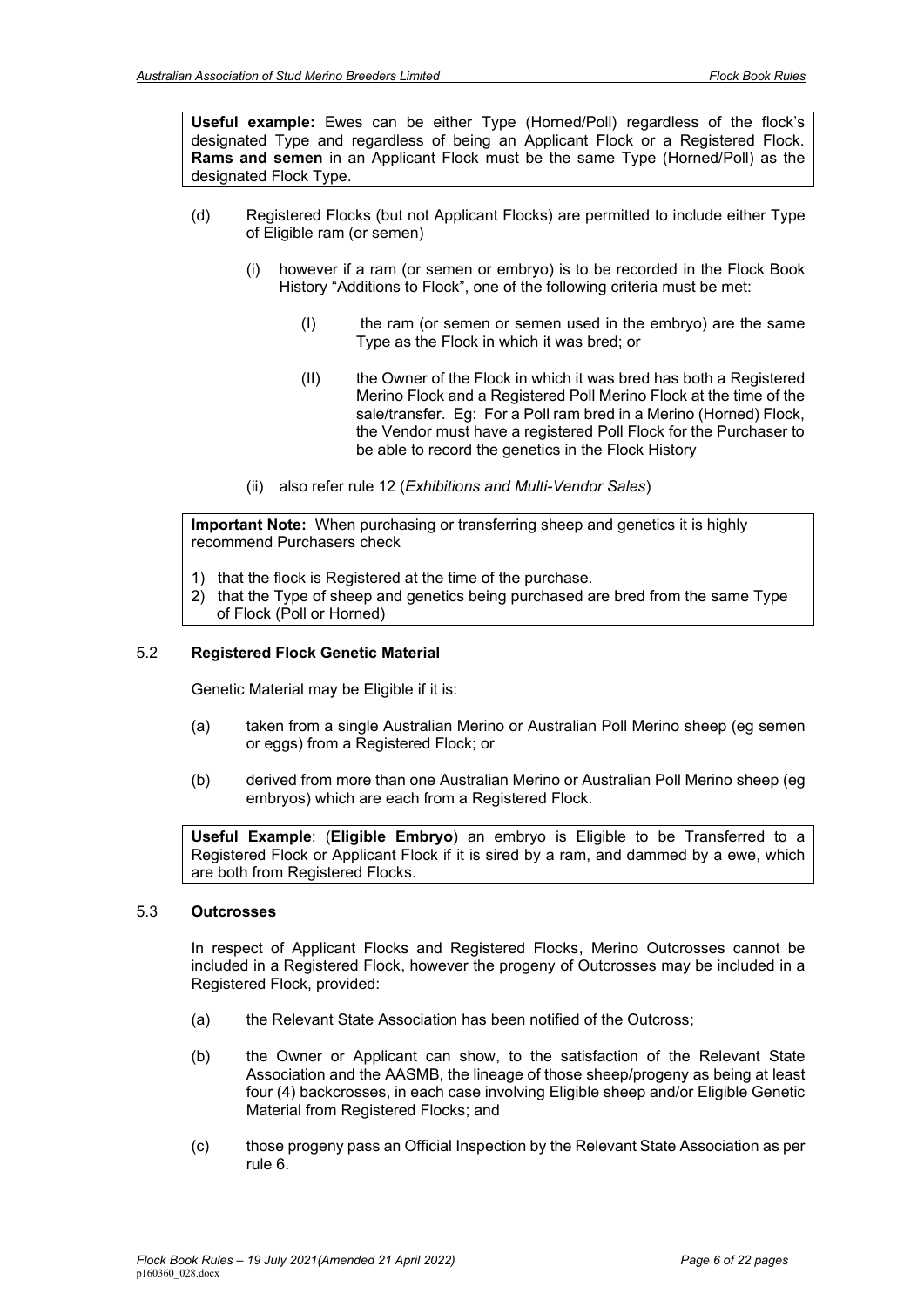**Useful example:** Ewes can be either Type (Horned/Poll) regardless of the flock's designated Type and regardless of being an Applicant Flock or a Registered Flock. **Rams and semen** in an Applicant Flock must be the same Type (Horned/Poll) as the designated Flock Type.

(d) Registered Flocks (but not Applicant Flocks) are permitted to include either Type of Eligible ram (or semen)

   (i) however if a ram (or semen or embryo) is to be recorded in the Flock Book History "Additions to Flock", one of the following criteria must be met:

      (I) the ram (or semen or semen used in the embryo) are the same Type as the Flock in which it was bred; or

      (II) the Owner of the Flock in which it was bred has both a Registered Merino Flock and a Registered Poll Merino Flock at the time of the sale/transfer. Eg: For a Poll ram bred in a Merino (Horned) Flock, the Vendor must have a registered Poll Flock for the Purchaser to be able to record the genetics in the Flock History

   (ii) also refer rule 12 (*Exhibitions and Multi-Vendor Sales*)

**Important Note:** When purchasing or transferring sheep and genetics it is highly recommend Purchasers check

1) that the flock is Registered at the time of the purchase.
2) that the Type of sheep and genetics being purchased are bred from the same Type of Flock (Poll or Horned)

### 5.2 Registered Flock Genetic Material

Genetic Material may be Eligible if it is:

(a) taken from a single Australian Merino or Australian Poll Merino sheep (eg semen or eggs) from a Registered Flock; or

(b) derived from more than one Australian Merino or Australian Poll Merino sheep (eg embryos) which are each from a Registered Flock.

**Useful Example**: (**Eligible Embryo**) an embryo is Eligible to be Transferred to a Registered Flock or Applicant Flock if it is sired by a ram, and dammed by a ewe, which are both from Registered Flocks.

### 5.3 Outcrosses

In respect of Applicant Flocks and Registered Flocks, Merino Outcrosses cannot be included in a Registered Flock, however the progeny of Outcrosses may be included in a Registered Flock, provided:

(a) the Relevant State Association has been notified of the Outcross;

(b) the Owner or Applicant can show, to the satisfaction of the Relevant State Association and the AASMB, the lineage of those sheep/progeny as being at least four (4) backcrosses, in each case involving Eligible sheep and/or Eligible Genetic Material from Registered Flocks; and

(c) those progeny pass an Official Inspection by the Relevant State Association as per rule 6.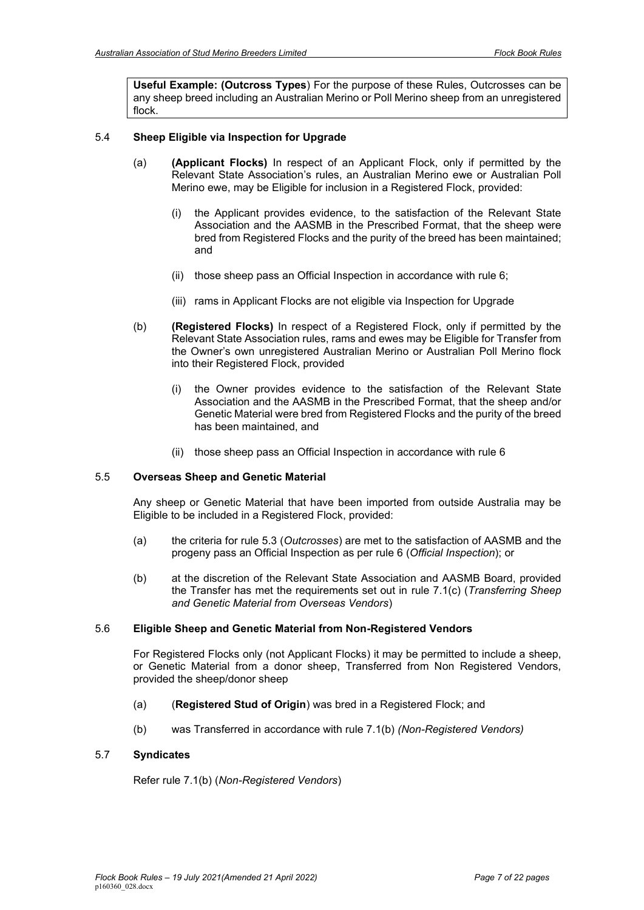> **Useful Example: (Outcross Types**) For the purpose of these Rules, Outcrosses can be any sheep breed including an Australian Merino or Poll Merino sheep from an unregistered flock.

### 5.4 Sheep Eligible via Inspection for Upgrade

(a) **(Applicant Flocks)** In respect of an Applicant Flock, only if permitted by the Relevant State Association's rules, an Australian Merino ewe or Australian Poll Merino ewe, may be Eligible for inclusion in a Registered Flock, provided:

(i) the Applicant provides evidence, to the satisfaction of the Relevant State Association and the AASMB in the Prescribed Format, that the sheep were bred from Registered Flocks and the purity of the breed has been maintained; and

(ii) those sheep pass an Official Inspection in accordance with rule 6;

(iii) rams in Applicant Flocks are not eligible via Inspection for Upgrade

(b) **(Registered Flocks)** In respect of a Registered Flock, only if permitted by the Relevant State Association rules, rams and ewes may be Eligible for Transfer from the Owner's own unregistered Australian Merino or Australian Poll Merino flock into their Registered Flock, provided

(i) the Owner provides evidence to the satisfaction of the Relevant State Association and the AASMB in the Prescribed Format, that the sheep and/or Genetic Material were bred from Registered Flocks and the purity of the breed has been maintained, and

(ii) those sheep pass an Official Inspection in accordance with rule 6

### 5.5 Overseas Sheep and Genetic Material

Any sheep or Genetic Material that have been imported from outside Australia may be Eligible to be included in a Registered Flock, provided:

(a) the criteria for rule 5.3 (*Outcrosses*) are met to the satisfaction of AASMB and the progeny pass an Official Inspection as per rule 6 (*Official Inspection*); or

(b) at the discretion of the Relevant State Association and AASMB Board, provided the Transfer has met the requirements set out in rule 7.1(c) (*Transferring Sheep and Genetic Material from Overseas Vendors*)

### 5.6 Eligible Sheep and Genetic Material from Non-Registered Vendors

For Registered Flocks only (not Applicant Flocks) it may be permitted to include a sheep, or Genetic Material from a donor sheep, Transferred from Non Registered Vendors, provided the sheep/donor sheep

(a) (**Registered Stud of Origin**) was bred in a Registered Flock; and

(b) was Transferred in accordance with rule 7.1(b) *(Non-Registered Vendors)*

### 5.7 Syndicates

Refer rule 7.1(b) (*Non-Registered Vendors*)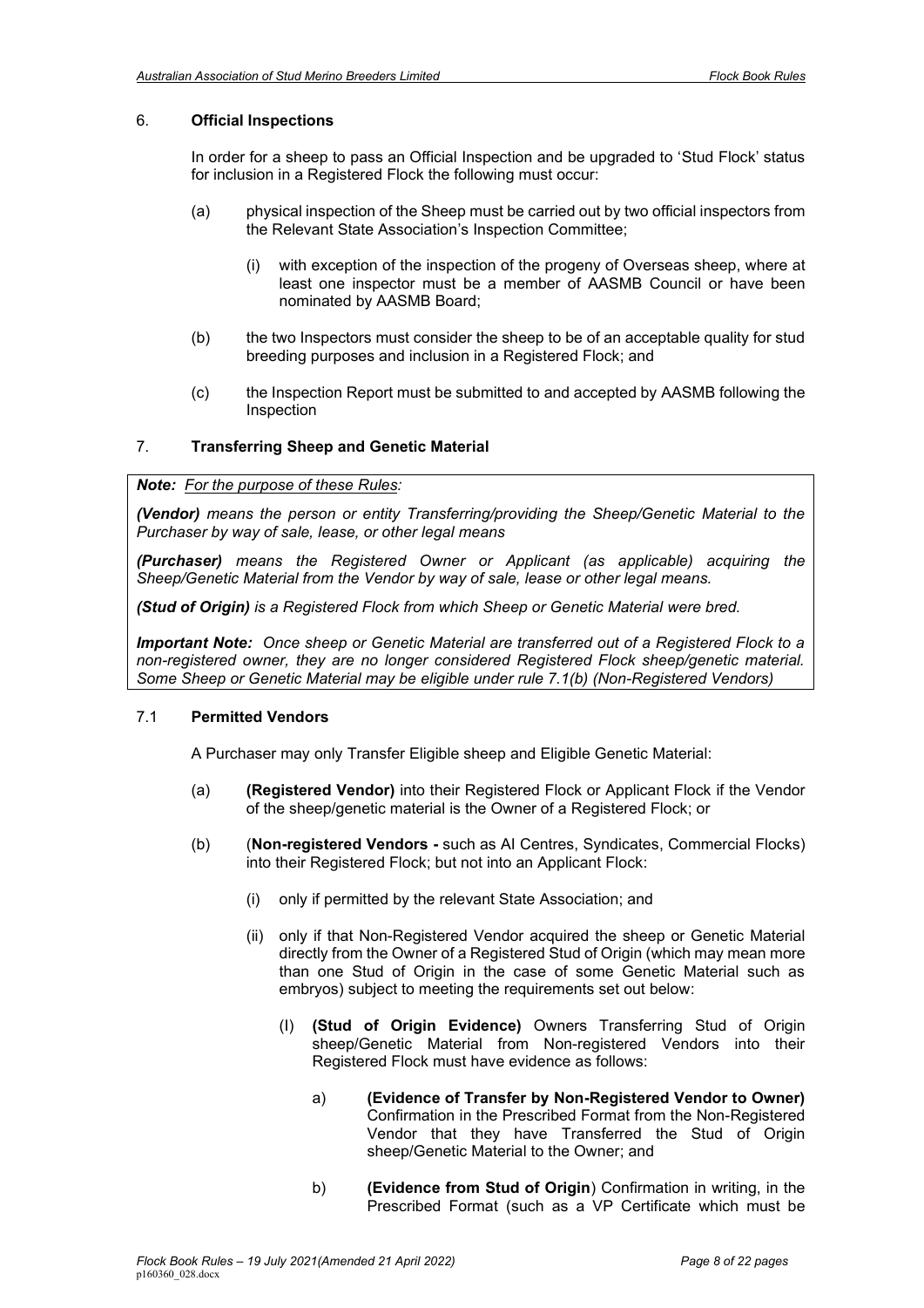## 6. **Official Inspections**

In order for a sheep to pass an Official Inspection and be upgraded to 'Stud Flock' status for inclusion in a Registered Flock the following must occur:

(a) physical inspection of the Sheep must be carried out by two official inspectors from the Relevant State Association's Inspection Committee;

   (i) with exception of the inspection of the progeny of Overseas sheep, where at least one inspector must be a member of AASMB Council or have been nominated by AASMB Board;

(b) the two Inspectors must consider the sheep to be of an acceptable quality for stud breeding purposes and inclusion in a Registered Flock; and

(c) the Inspection Report must be submitted to and accepted by AASMB following the Inspection

## 7. **Transferring Sheep and Genetic Material**

***Note:*** *For the purpose of these Rules:*

***(Vendor)*** *means the person or entity Transferring/providing the Sheep/Genetic Material to the Purchaser by way of sale, lease, or other legal means*

***(Purchaser)*** *means the Registered Owner or Applicant (as applicable) acquiring the Sheep/Genetic Material from the Vendor by way of sale, lease or other legal means.*

***(Stud of Origin)*** *is a Registered Flock from which Sheep or Genetic Material were bred.*

***Important Note:*** *Once sheep or Genetic Material are transferred out of a Registered Flock to a non-registered owner, they are no longer considered Registered Flock sheep/genetic material. Some Sheep or Genetic Material may be eligible under rule 7.1(b) (Non-Registered Vendors)*

### 7.1 **Permitted Vendors**

A Purchaser may only Transfer Eligible sheep and Eligible Genetic Material:

(a) **(Registered Vendor)** into their Registered Flock or Applicant Flock if the Vendor of the sheep/genetic material is the Owner of a Registered Flock; or

(b) (**Non-registered Vendors -** such as AI Centres, Syndicates, Commercial Flocks) into their Registered Flock; but not into an Applicant Flock:

   (i) only if permitted by the relevant State Association; and

   (ii) only if that Non-Registered Vendor acquired the sheep or Genetic Material directly from the Owner of a Registered Stud of Origin (which may mean more than one Stud of Origin in the case of some Genetic Material such as embryos) subject to meeting the requirements set out below:

      (I) **(Stud of Origin Evidence)** Owners Transferring Stud of Origin sheep/Genetic Material from Non-registered Vendors into their Registered Flock must have evidence as follows:

         a) **(Evidence of Transfer by Non-Registered Vendor to Owner)** Confirmation in the Prescribed Format from the Non-Registered Vendor that they have Transferred the Stud of Origin sheep/Genetic Material to the Owner; and

         b) **(Evidence from Stud of Origin**) Confirmation in writing, in the Prescribed Format (such as a VP Certificate which must be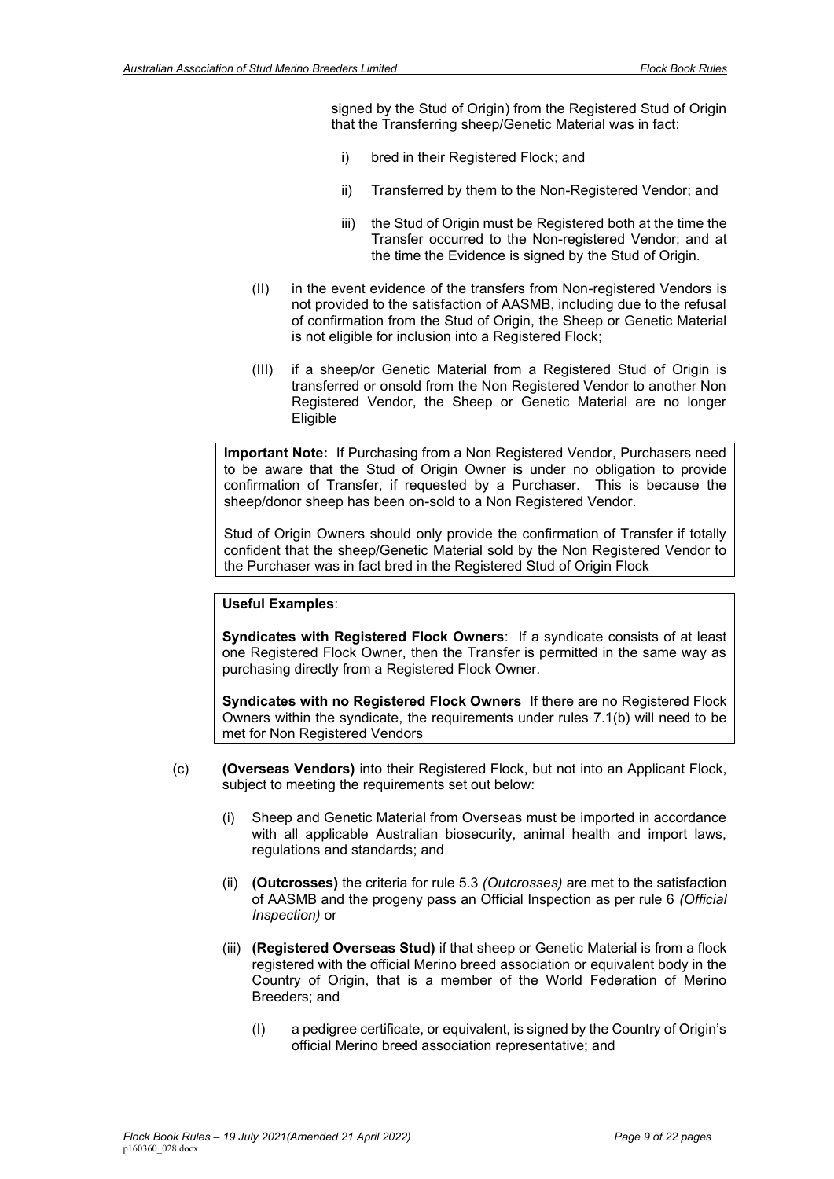signed by the Stud of Origin) from the Registered Stud of Origin that the Transferring sheep/Genetic Material was in fact:

i) bred in their Registered Flock; and

ii) Transferred by them to the Non-Registered Vendor; and

iii) the Stud of Origin must be Registered both at the time the Transfer occurred to the Non-registered Vendor; and at the time the Evidence is signed by the Stud of Origin.

(II) in the event evidence of the transfers from Non-registered Vendors is not provided to the satisfaction of AASMB, including due to the refusal of confirmation from the Stud of Origin, the Sheep or Genetic Material is not eligible for inclusion into a Registered Flock;

(III) if a sheep/or Genetic Material from a Registered Stud of Origin is transferred or onsold from the Non Registered Vendor to another Non Registered Vendor, the Sheep or Genetic Material are no longer Eligible

> **Important Note:** If Purchasing from a Non Registered Vendor, Purchasers need to be aware that the Stud of Origin Owner is under <u>no obligation</u> to provide confirmation of Transfer, if requested by a Purchaser. This is because the sheep/donor sheep has been on-sold to a Non Registered Vendor.
>
> Stud of Origin Owners should only provide the confirmation of Transfer if totally confident that the sheep/Genetic Material sold by the Non Registered Vendor to the Purchaser was in fact bred in the Registered Stud of Origin Flock

> **Useful Examples**:
>
> **Syndicates with Registered Flock Owners**: If a syndicate consists of at least one Registered Flock Owner, then the Transfer is permitted in the same way as purchasing directly from a Registered Flock Owner.
>
> **Syndicates with no Registered Flock Owners** If there are no Registered Flock Owners within the syndicate, the requirements under rules 7.1(b) will need to be met for Non Registered Vendors

(c) **(Overseas Vendors)** into their Registered Flock, but not into an Applicant Flock, subject to meeting the requirements set out below:

(i) Sheep and Genetic Material from Overseas must be imported in accordance with all applicable Australian biosecurity, animal health and import laws, regulations and standards; and

(ii) **(Outcrosses)** the criteria for rule 5.3 *(Outcrosses)* are met to the satisfaction of AASMB and the progeny pass an Official Inspection as per rule 6 *(Official Inspection)* or

(iii) **(Registered Overseas Stud)** if that sheep or Genetic Material is from a flock registered with the official Merino breed association or equivalent body in the Country of Origin, that is a member of the World Federation of Merino Breeders; and

(I) a pedigree certificate, or equivalent, is signed by the Country of Origin's official Merino breed association representative; and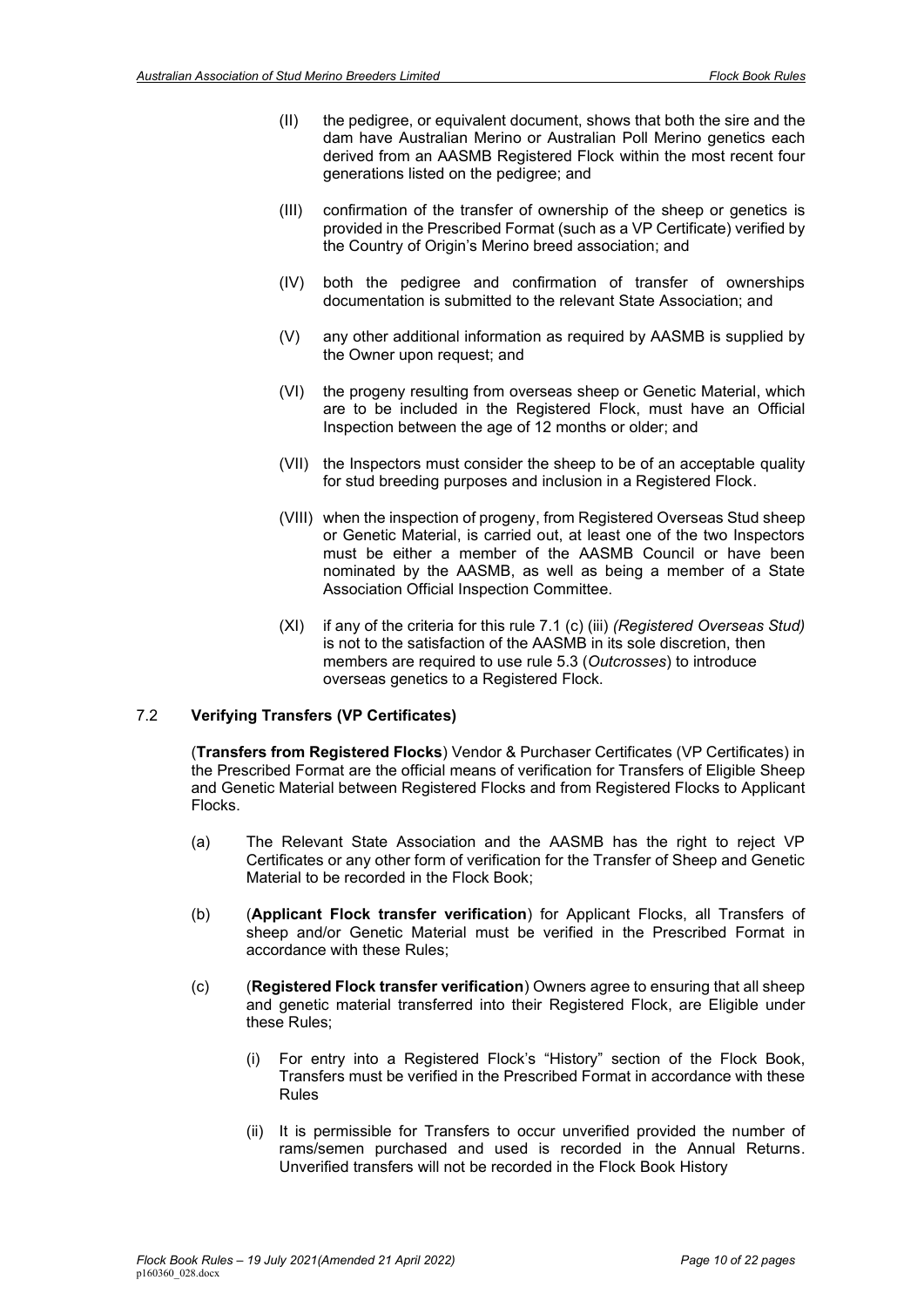(II) the pedigree, or equivalent document, shows that both the sire and the dam have Australian Merino or Australian Poll Merino genetics each derived from an AASMB Registered Flock within the most recent four generations listed on the pedigree; and

(III) confirmation of the transfer of ownership of the sheep or genetics is provided in the Prescribed Format (such as a VP Certificate) verified by the Country of Origin's Merino breed association; and

(IV) both the pedigree and confirmation of transfer of ownerships documentation is submitted to the relevant State Association; and

(V) any other additional information as required by AASMB is supplied by the Owner upon request; and

(VI) the progeny resulting from overseas sheep or Genetic Material, which are to be included in the Registered Flock, must have an Official Inspection between the age of 12 months or older; and

(VII) the Inspectors must consider the sheep to be of an acceptable quality for stud breeding purposes and inclusion in a Registered Flock.

(VIII) when the inspection of progeny, from Registered Overseas Stud sheep or Genetic Material, is carried out, at least one of the two Inspectors must be either a member of the AASMB Council or have been nominated by the AASMB, as well as being a member of a State Association Official Inspection Committee.

(XI) if any of the criteria for this rule 7.1 (c) (iii) *(Registered Overseas Stud)* is not to the satisfaction of the AASMB in its sole discretion, then members are required to use rule 5.3 (*Outcrosses*) to introduce overseas genetics to a Registered Flock.

### 7.2 **Verifying Transfers (VP Certificates)**

(**Transfers from Registered Flocks**) Vendor & Purchaser Certificates (VP Certificates) in the Prescribed Format are the official means of verification for Transfers of Eligible Sheep and Genetic Material between Registered Flocks and from Registered Flocks to Applicant Flocks.

(a) The Relevant State Association and the AASMB has the right to reject VP Certificates or any other form of verification for the Transfer of Sheep and Genetic Material to be recorded in the Flock Book;

(b) (**Applicant Flock transfer verification**) for Applicant Flocks, all Transfers of sheep and/or Genetic Material must be verified in the Prescribed Format in accordance with these Rules;

(c) (**Registered Flock transfer verification**) Owners agree to ensuring that all sheep and genetic material transferred into their Registered Flock, are Eligible under these Rules;

(i) For entry into a Registered Flock's "History" section of the Flock Book, Transfers must be verified in the Prescribed Format in accordance with these Rules

(ii) It is permissible for Transfers to occur unverified provided the number of rams/semen purchased and used is recorded in the Annual Returns. Unverified transfers will not be recorded in the Flock Book History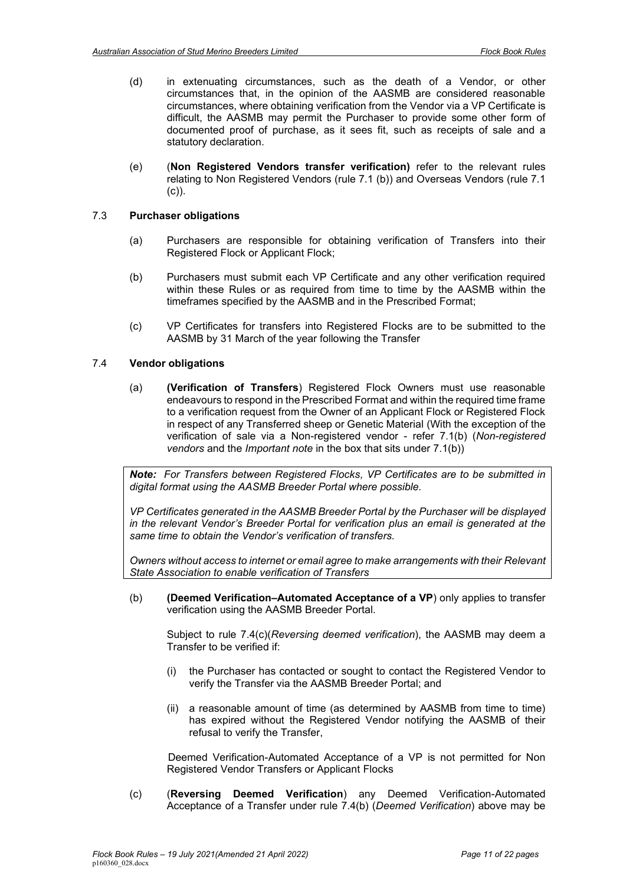(d) in extenuating circumstances, such as the death of a Vendor, or other circumstances that, in the opinion of the AASMB are considered reasonable circumstances, where obtaining verification from the Vendor via a VP Certificate is difficult, the AASMB may permit the Purchaser to provide some other form of documented proof of purchase, as it sees fit, such as receipts of sale and a statutory declaration.

(e) (**Non Registered Vendors transfer verification)** refer to the relevant rules relating to Non Registered Vendors (rule 7.1 (b)) and Overseas Vendors (rule 7.1 (c)).

### 7.3 Purchaser obligations

(a) Purchasers are responsible for obtaining verification of Transfers into their Registered Flock or Applicant Flock;

(b) Purchasers must submit each VP Certificate and any other verification required within these Rules or as required from time to time by the AASMB within the timeframes specified by the AASMB and in the Prescribed Format;

(c) VP Certificates for transfers into Registered Flocks are to be submitted to the AASMB by 31 March of the year following the Transfer

### 7.4 Vendor obligations

(a) **(Verification of Transfers**) Registered Flock Owners must use reasonable endeavours to respond in the Prescribed Format and within the required time frame to a verification request from the Owner of an Applicant Flock or Registered Flock in respect of any Transferred sheep or Genetic Material (With the exception of the verification of sale via a Non-registered vendor - refer 7.1(b) (*Non-registered vendors* and the *Important note* in the box that sits under 7.1(b))

> ***Note:*** *For Transfers between Registered Flocks, VP Certificates are to be submitted in digital format using the AASMB Breeder Portal where possible.*
>
> *VP Certificates generated in the AASMB Breeder Portal by the Purchaser will be displayed in the relevant Vendor's Breeder Portal for verification plus an email is generated at the same time to obtain the Vendor's verification of transfers.*
>
> *Owners without access to internet or email agree to make arrangements with their Relevant State Association to enable verification of Transfers*

(b) **(Deemed Verification–Automated Acceptance of a VP**) only applies to transfer verification using the AASMB Breeder Portal.

Subject to rule 7.4(c)(*Reversing deemed verification*), the AASMB may deem a Transfer to be verified if:

(i) the Purchaser has contacted or sought to contact the Registered Vendor to verify the Transfer via the AASMB Breeder Portal; and

(ii) a reasonable amount of time (as determined by AASMB from time to time) has expired without the Registered Vendor notifying the AASMB of their refusal to verify the Transfer,

Deemed Verification-Automated Acceptance of a VP is not permitted for Non Registered Vendor Transfers or Applicant Flocks

(c) (**Reversing Deemed Verification**) any Deemed Verification-Automated Acceptance of a Transfer under rule 7.4(b) (*Deemed Verification*) above may be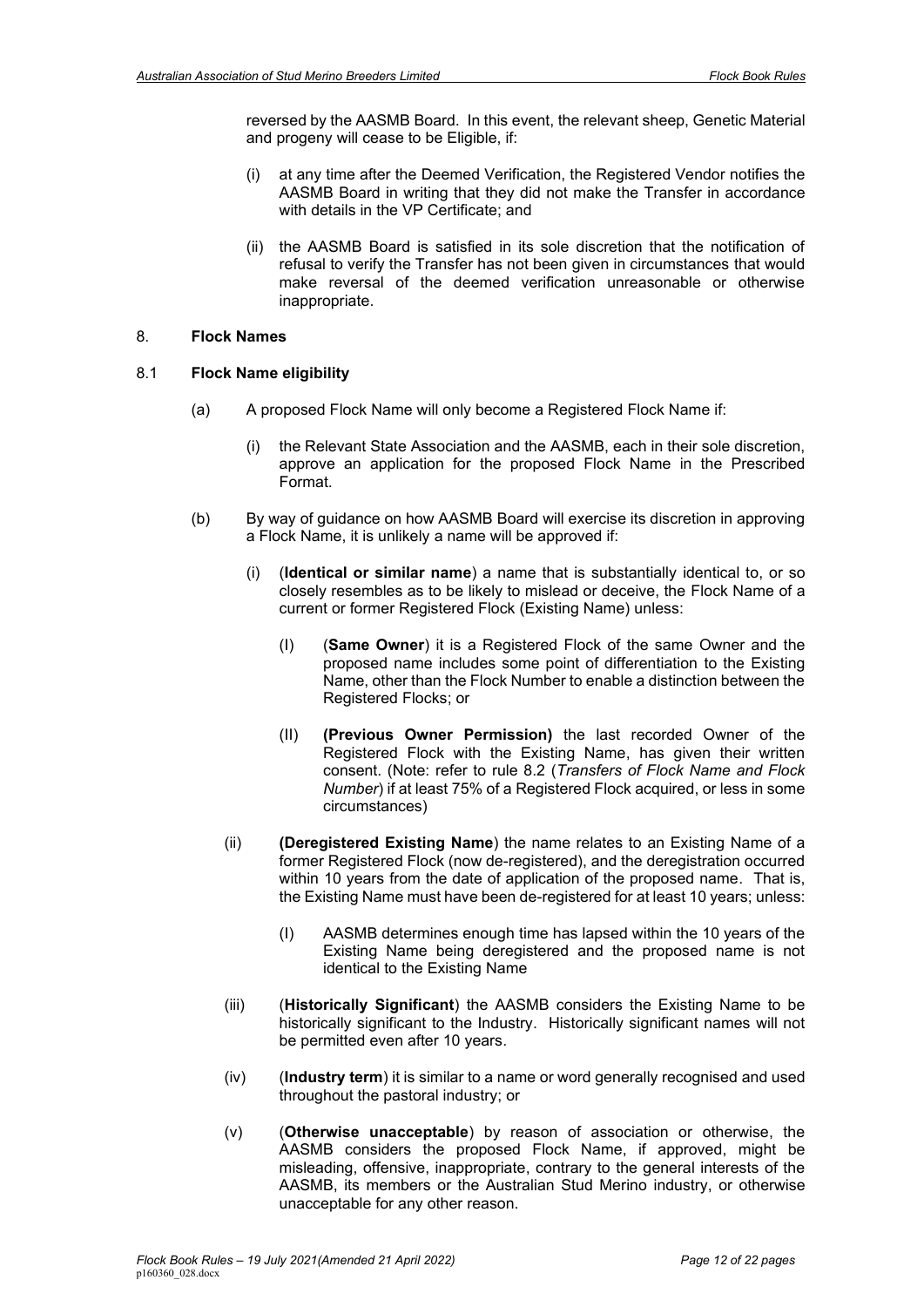reversed by the AASMB Board. In this event, the relevant sheep, Genetic Material and progeny will cease to be Eligible, if:

(i) at any time after the Deemed Verification, the Registered Vendor notifies the AASMB Board in writing that they did not make the Transfer in accordance with details in the VP Certificate; and

(ii) the AASMB Board is satisfied in its sole discretion that the notification of refusal to verify the Transfer has not been given in circumstances that would make reversal of the deemed verification unreasonable or otherwise inappropriate.

## 8. Flock Names

### 8.1 Flock Name eligibility

(a) A proposed Flock Name will only become a Registered Flock Name if:

(i) the Relevant State Association and the AASMB, each in their sole discretion, approve an application for the proposed Flock Name in the Prescribed Format.

(b) By way of guidance on how AASMB Board will exercise its discretion in approving a Flock Name, it is unlikely a name will be approved if:

(i) (**Identical or similar name**) a name that is substantially identical to, or so closely resembles as to be likely to mislead or deceive, the Flock Name of a current or former Registered Flock (Existing Name) unless:

(I) (**Same Owner**) it is a Registered Flock of the same Owner and the proposed name includes some point of differentiation to the Existing Name, other than the Flock Number to enable a distinction between the Registered Flocks; or

(II) **(Previous Owner Permission)** the last recorded Owner of the Registered Flock with the Existing Name, has given their written consent. (Note: refer to rule 8.2 (*Transfers of Flock Name and Flock Number*) if at least 75% of a Registered Flock acquired, or less in some circumstances)

(ii) **(Deregistered Existing Name**) the name relates to an Existing Name of a former Registered Flock (now de-registered), and the deregistration occurred within 10 years from the date of application of the proposed name. That is, the Existing Name must have been de-registered for at least 10 years; unless:

(I) AASMB determines enough time has lapsed within the 10 years of the Existing Name being deregistered and the proposed name is not identical to the Existing Name

(iii) (**Historically Significant**) the AASMB considers the Existing Name to be historically significant to the Industry. Historically significant names will not be permitted even after 10 years.

(iv) (**Industry term**) it is similar to a name or word generally recognised and used throughout the pastoral industry; or

(v) (**Otherwise unacceptable**) by reason of association or otherwise, the AASMB considers the proposed Flock Name, if approved, might be misleading, offensive, inappropriate, contrary to the general interests of the AASMB, its members or the Australian Stud Merino industry, or otherwise unacceptable for any other reason.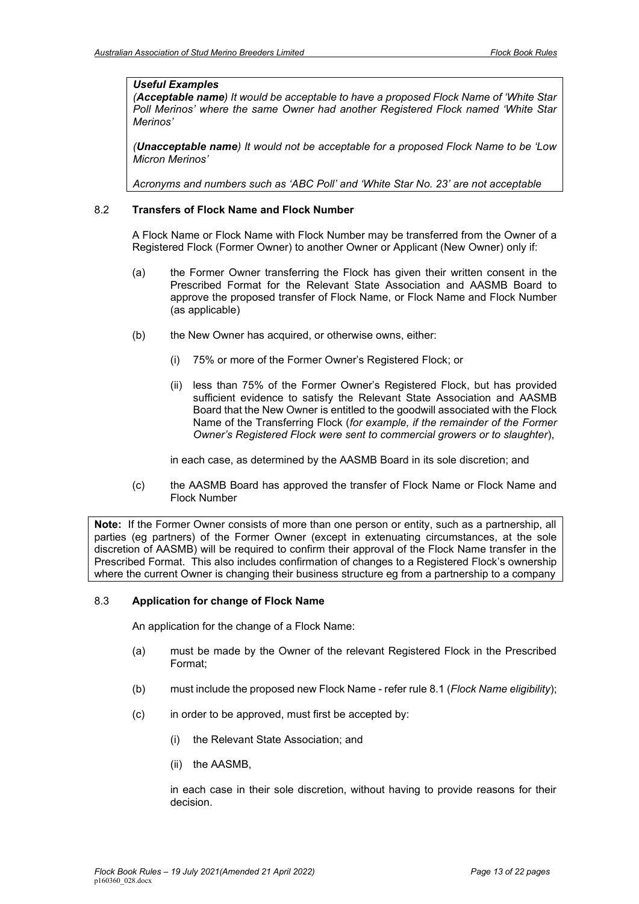***Useful Examples***

*(**Acceptable name**) It would be acceptable to have a proposed Flock Name of 'White Star Poll Merinos' where the same Owner had another Registered Flock named 'White Star Merinos'*

*(**Unacceptable name**) It would not be acceptable for a proposed Flock Name to be 'Low Micron Merinos'*

*Acronyms and numbers such as 'ABC Poll' and 'White Star No. 23' are not acceptable*

### 8.2 Transfers of Flock Name and Flock Number

A Flock Name or Flock Name with Flock Number may be transferred from the Owner of a Registered Flock (Former Owner) to another Owner or Applicant (New Owner) only if:

(a) the Former Owner transferring the Flock has given their written consent in the Prescribed Format for the Relevant State Association and AASMB Board to approve the proposed transfer of Flock Name, or Flock Name and Flock Number (as applicable)

(b) the New Owner has acquired, or otherwise owns, either:

  (i) 75% or more of the Former Owner's Registered Flock; or

  (ii) less than 75% of the Former Owner's Registered Flock, but has provided sufficient evidence to satisfy the Relevant State Association and AASMB Board that the New Owner is entitled to the goodwill associated with the Flock Name of the Transferring Flock (*for example, if the remainder of the Former Owner's Registered Flock were sent to commercial growers or to slaughter*),

in each case, as determined by the AASMB Board in its sole discretion; and

(c) the AASMB Board has approved the transfer of Flock Name or Flock Name and Flock Number

**Note:** If the Former Owner consists of more than one person or entity, such as a partnership, all parties (eg partners) of the Former Owner (except in extenuating circumstances, at the sole discretion of AASMB) will be required to confirm their approval of the Flock Name transfer in the Prescribed Format. This also includes confirmation of changes to a Registered Flock's ownership where the current Owner is changing their business structure eg from a partnership to a company

### 8.3 Application for change of Flock Name

An application for the change of a Flock Name:

(a) must be made by the Owner of the relevant Registered Flock in the Prescribed Format;

(b) must include the proposed new Flock Name - refer rule 8.1 (*Flock Name eligibility*);

(c) in order to be approved, must first be accepted by:

  (i) the Relevant State Association; and

  (ii) the AASMB,

in each case in their sole discretion, without having to provide reasons for their decision.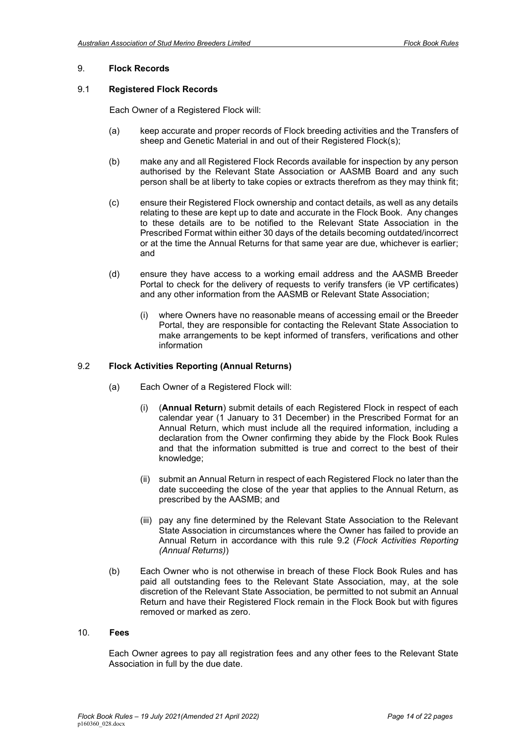## 9. **Flock Records**

### 9.1 **Registered Flock Records**

Each Owner of a Registered Flock will:

(a) keep accurate and proper records of Flock breeding activities and the Transfers of sheep and Genetic Material in and out of their Registered Flock(s);

(b) make any and all Registered Flock Records available for inspection by any person authorised by the Relevant State Association or AASMB Board and any such person shall be at liberty to take copies or extracts therefrom as they may think fit;

(c) ensure their Registered Flock ownership and contact details, as well as any details relating to these are kept up to date and accurate in the Flock Book. Any changes to these details are to be notified to the Relevant State Association in the Prescribed Format within either 30 days of the details becoming outdated/incorrect or at the time the Annual Returns for that same year are due, whichever is earlier; and

(d) ensure they have access to a working email address and the AASMB Breeder Portal to check for the delivery of requests to verify transfers (ie VP certificates) and any other information from the AASMB or Relevant State Association;

   (i) where Owners have no reasonable means of accessing email or the Breeder Portal, they are responsible for contacting the Relevant State Association to make arrangements to be kept informed of transfers, verifications and other information

### 9.2 **Flock Activities Reporting (Annual Returns)**

(a) Each Owner of a Registered Flock will:

   (i) (**Annual Return**) submit details of each Registered Flock in respect of each calendar year (1 January to 31 December) in the Prescribed Format for an Annual Return, which must include all the required information, including a declaration from the Owner confirming they abide by the Flock Book Rules and that the information submitted is true and correct to the best of their knowledge;

   (ii) submit an Annual Return in respect of each Registered Flock no later than the date succeeding the close of the year that applies to the Annual Return, as prescribed by the AASMB; and

   (iii) pay any fine determined by the Relevant State Association to the Relevant State Association in circumstances where the Owner has failed to provide an Annual Return in accordance with this rule 9.2 (*Flock Activities Reporting (Annual Returns)*)

(b) Each Owner who is not otherwise in breach of these Flock Book Rules and has paid all outstanding fees to the Relevant State Association, may, at the sole discretion of the Relevant State Association, be permitted to not submit an Annual Return and have their Registered Flock remain in the Flock Book but with figures removed or marked as zero.

## 10. **Fees**

Each Owner agrees to pay all registration fees and any other fees to the Relevant State Association in full by the due date.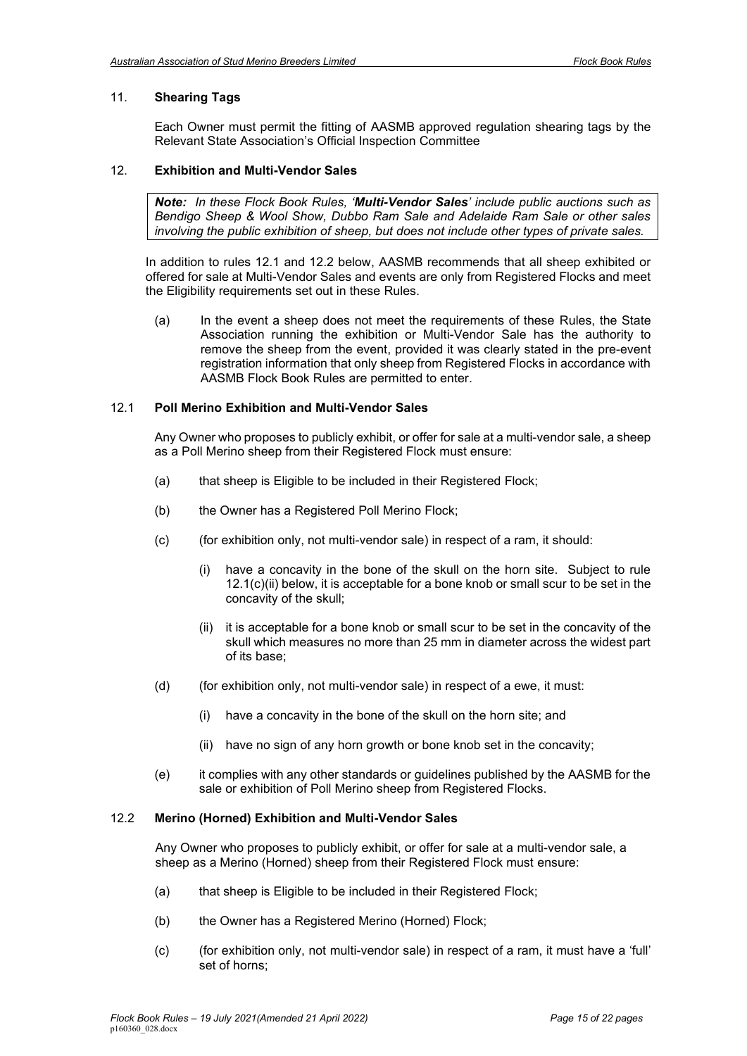## 11. Shearing Tags

Each Owner must permit the fitting of AASMB approved regulation shearing tags by the Relevant State Association's Official Inspection Committee

## 12. Exhibition and Multi-Vendor Sales

> ***Note:*** *In these Flock Book Rules, '**Multi-Vendor Sales**' include public auctions such as Bendigo Sheep & Wool Show, Dubbo Ram Sale and Adelaide Ram Sale or other sales involving the public exhibition of sheep, but does not include other types of private sales.*

In addition to rules 12.1 and 12.2 below, AASMB recommends that all sheep exhibited or offered for sale at Multi-Vendor Sales and events are only from Registered Flocks and meet the Eligibility requirements set out in these Rules.

(a) In the event a sheep does not meet the requirements of these Rules, the State Association running the exhibition or Multi-Vendor Sale has the authority to remove the sheep from the event, provided it was clearly stated in the pre-event registration information that only sheep from Registered Flocks in accordance with AASMB Flock Book Rules are permitted to enter.

### 12.1 Poll Merino Exhibition and Multi-Vendor Sales

Any Owner who proposes to publicly exhibit, or offer for sale at a multi-vendor sale, a sheep as a Poll Merino sheep from their Registered Flock must ensure:

(a) that sheep is Eligible to be included in their Registered Flock;

(b) the Owner has a Registered Poll Merino Flock;

(c) (for exhibition only, not multi-vendor sale) in respect of a ram, it should:

- (i) have a concavity in the bone of the skull on the horn site. Subject to rule 12.1(c)(ii) below, it is acceptable for a bone knob or small scur to be set in the concavity of the skull;
- (ii) it is acceptable for a bone knob or small scur to be set in the concavity of the skull which measures no more than 25 mm in diameter across the widest part of its base;

(d) (for exhibition only, not multi-vendor sale) in respect of a ewe, it must:

- (i) have a concavity in the bone of the skull on the horn site; and
- (ii) have no sign of any horn growth or bone knob set in the concavity;

(e) it complies with any other standards or guidelines published by the AASMB for the sale or exhibition of Poll Merino sheep from Registered Flocks.

### 12.2 Merino (Horned) Exhibition and Multi-Vendor Sales

Any Owner who proposes to publicly exhibit, or offer for sale at a multi-vendor sale, a sheep as a Merino (Horned) sheep from their Registered Flock must ensure:

(a) that sheep is Eligible to be included in their Registered Flock;

(b) the Owner has a Registered Merino (Horned) Flock;

(c) (for exhibition only, not multi-vendor sale) in respect of a ram, it must have a 'full' set of horns;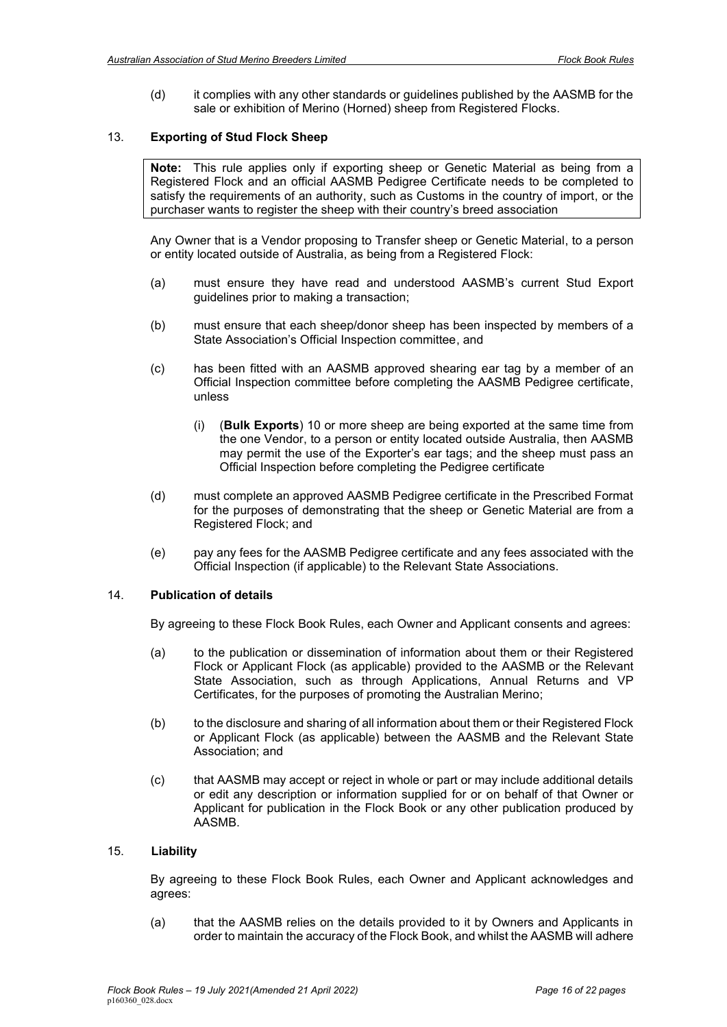(d) it complies with any other standards or guidelines published by the AASMB for the sale or exhibition of Merino (Horned) sheep from Registered Flocks.

## 13. Exporting of Stud Flock Sheep

> **Note:** This rule applies only if exporting sheep or Genetic Material as being from a Registered Flock and an official AASMB Pedigree Certificate needs to be completed to satisfy the requirements of an authority, such as Customs in the country of import, or the purchaser wants to register the sheep with their country's breed association

Any Owner that is a Vendor proposing to Transfer sheep or Genetic Material, to a person or entity located outside of Australia, as being from a Registered Flock:

(a) must ensure they have read and understood AASMB's current Stud Export guidelines prior to making a transaction;

(b) must ensure that each sheep/donor sheep has been inspected by members of a State Association's Official Inspection committee, and

(c) has been fitted with an AASMB approved shearing ear tag by a member of an Official Inspection committee before completing the AASMB Pedigree certificate, unless

 (i) (**Bulk Exports**) 10 or more sheep are being exported at the same time from the one Vendor, to a person or entity located outside Australia, then AASMB may permit the use of the Exporter's ear tags; and the sheep must pass an Official Inspection before completing the Pedigree certificate

(d) must complete an approved AASMB Pedigree certificate in the Prescribed Format for the purposes of demonstrating that the sheep or Genetic Material are from a Registered Flock; and

(e) pay any fees for the AASMB Pedigree certificate and any fees associated with the Official Inspection (if applicable) to the Relevant State Associations.

## 14. Publication of details

By agreeing to these Flock Book Rules, each Owner and Applicant consents and agrees:

(a) to the publication or dissemination of information about them or their Registered Flock or Applicant Flock (as applicable) provided to the AASMB or the Relevant State Association, such as through Applications, Annual Returns and VP Certificates, for the purposes of promoting the Australian Merino;

(b) to the disclosure and sharing of all information about them or their Registered Flock or Applicant Flock (as applicable) between the AASMB and the Relevant State Association; and

(c) that AASMB may accept or reject in whole or part or may include additional details or edit any description or information supplied for or on behalf of that Owner or Applicant for publication in the Flock Book or any other publication produced by AASMB.

## 15. Liability

By agreeing to these Flock Book Rules, each Owner and Applicant acknowledges and agrees:

(a) that the AASMB relies on the details provided to it by Owners and Applicants in order to maintain the accuracy of the Flock Book, and whilst the AASMB will adhere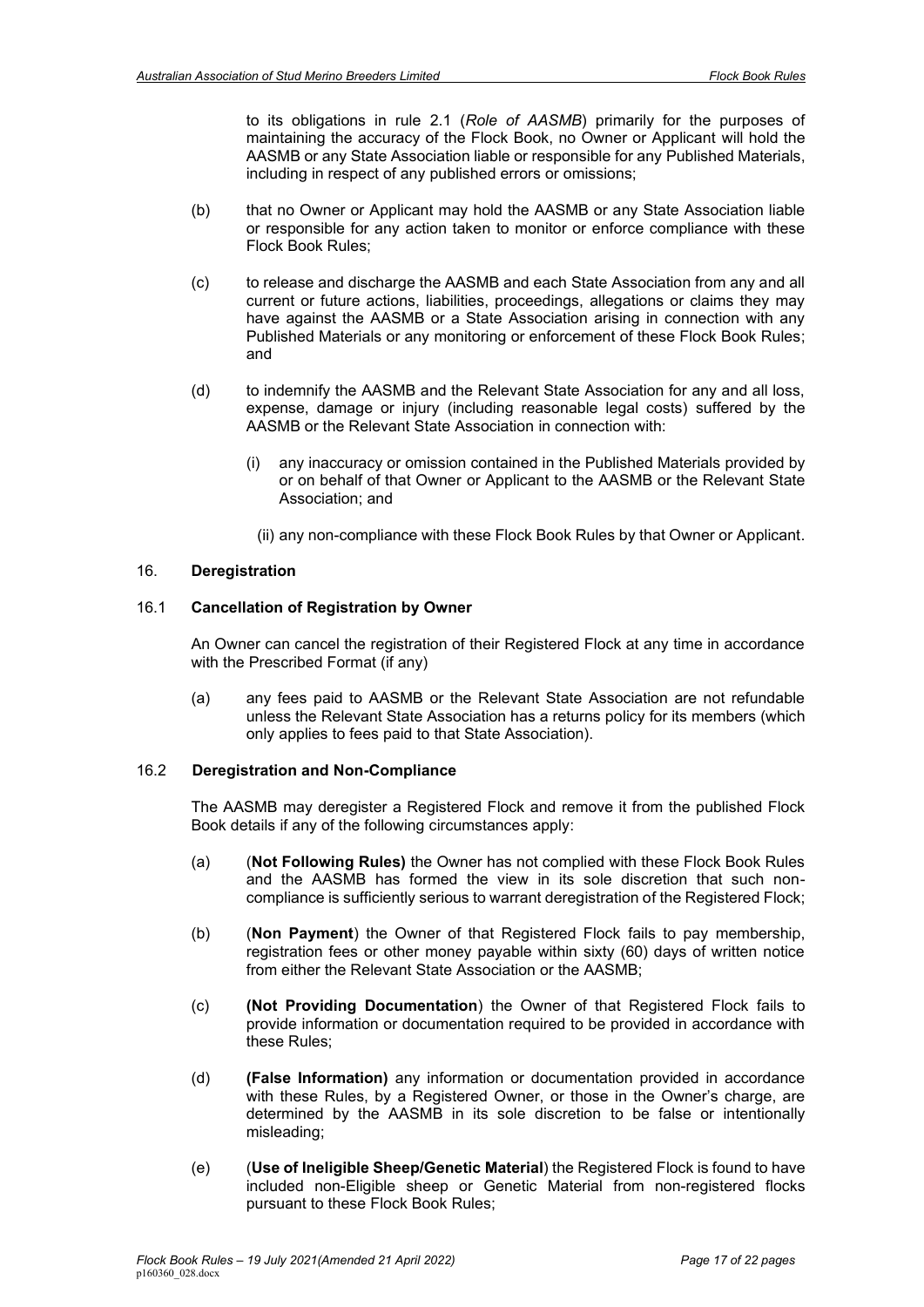to its obligations in rule 2.1 (*Role of AASMB*) primarily for the purposes of maintaining the accuracy of the Flock Book, no Owner or Applicant will hold the AASMB or any State Association liable or responsible for any Published Materials, including in respect of any published errors or omissions;

(b) that no Owner or Applicant may hold the AASMB or any State Association liable or responsible for any action taken to monitor or enforce compliance with these Flock Book Rules;

(c) to release and discharge the AASMB and each State Association from any and all current or future actions, liabilities, proceedings, allegations or claims they may have against the AASMB or a State Association arising in connection with any Published Materials or any monitoring or enforcement of these Flock Book Rules; and

(d) to indemnify the AASMB and the Relevant State Association for any and all loss, expense, damage or injury (including reasonable legal costs) suffered by the AASMB or the Relevant State Association in connection with:

   (i) any inaccuracy or omission contained in the Published Materials provided by or on behalf of that Owner or Applicant to the AASMB or the Relevant State Association; and

   (ii) any non-compliance with these Flock Book Rules by that Owner or Applicant.

## 16. Deregistration

### 16.1 Cancellation of Registration by Owner

An Owner can cancel the registration of their Registered Flock at any time in accordance with the Prescribed Format (if any)

(a) any fees paid to AASMB or the Relevant State Association are not refundable unless the Relevant State Association has a returns policy for its members (which only applies to fees paid to that State Association).

### 16.2 Deregistration and Non-Compliance

The AASMB may deregister a Registered Flock and remove it from the published Flock Book details if any of the following circumstances apply:

(a) (**Not Following Rules)** the Owner has not complied with these Flock Book Rules and the AASMB has formed the view in its sole discretion that such non-compliance is sufficiently serious to warrant deregistration of the Registered Flock;

(b) (**Non Payment**) the Owner of that Registered Flock fails to pay membership, registration fees or other money payable within sixty (60) days of written notice from either the Relevant State Association or the AASMB;

(c) **(Not Providing Documentation**) the Owner of that Registered Flock fails to provide information or documentation required to be provided in accordance with these Rules;

(d) **(False Information)** any information or documentation provided in accordance with these Rules, by a Registered Owner, or those in the Owner's charge, are determined by the AASMB in its sole discretion to be false or intentionally misleading;

(e) (**Use of Ineligible Sheep/Genetic Material**) the Registered Flock is found to have included non-Eligible sheep or Genetic Material from non-registered flocks pursuant to these Flock Book Rules;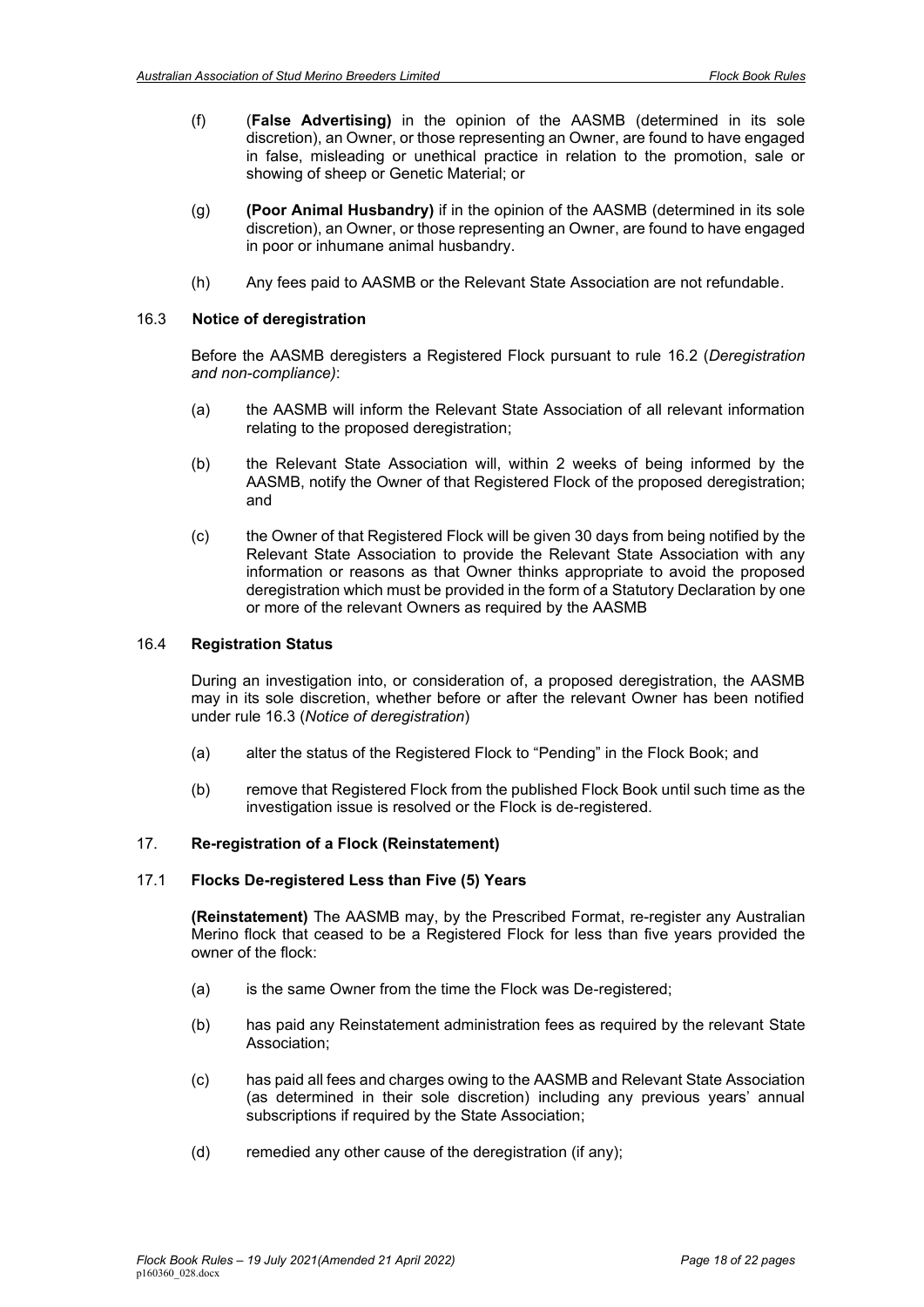(f) (**False Advertising)** in the opinion of the AASMB (determined in its sole discretion), an Owner, or those representing an Owner, are found to have engaged in false, misleading or unethical practice in relation to the promotion, sale or showing of sheep or Genetic Material; or

(g) **(Poor Animal Husbandry)** if in the opinion of the AASMB (determined in its sole discretion), an Owner, or those representing an Owner, are found to have engaged in poor or inhumane animal husbandry.

(h) Any fees paid to AASMB or the Relevant State Association are not refundable.

### 16.3 Notice of deregistration

Before the AASMB deregisters a Registered Flock pursuant to rule 16.2 (*Deregistration and non-compliance)*:

(a) the AASMB will inform the Relevant State Association of all relevant information relating to the proposed deregistration;

(b) the Relevant State Association will, within 2 weeks of being informed by the AASMB, notify the Owner of that Registered Flock of the proposed deregistration; and

(c) the Owner of that Registered Flock will be given 30 days from being notified by the Relevant State Association to provide the Relevant State Association with any information or reasons as that Owner thinks appropriate to avoid the proposed deregistration which must be provided in the form of a Statutory Declaration by one or more of the relevant Owners as required by the AASMB

### 16.4 Registration Status

During an investigation into, or consideration of, a proposed deregistration, the AASMB may in its sole discretion, whether before or after the relevant Owner has been notified under rule 16.3 (*Notice of deregistration*)

(a) alter the status of the Registered Flock to "Pending" in the Flock Book; and

(b) remove that Registered Flock from the published Flock Book until such time as the investigation issue is resolved or the Flock is de-registered.

## 17. Re-registration of a Flock (Reinstatement)

### 17.1 Flocks De-registered Less than Five (5) Years

**(Reinstatement)** The AASMB may, by the Prescribed Format, re-register any Australian Merino flock that ceased to be a Registered Flock for less than five years provided the owner of the flock:

(a) is the same Owner from the time the Flock was De-registered;

(b) has paid any Reinstatement administration fees as required by the relevant State Association;

(c) has paid all fees and charges owing to the AASMB and Relevant State Association (as determined in their sole discretion) including any previous years' annual subscriptions if required by the State Association;

(d) remedied any other cause of the deregistration (if any);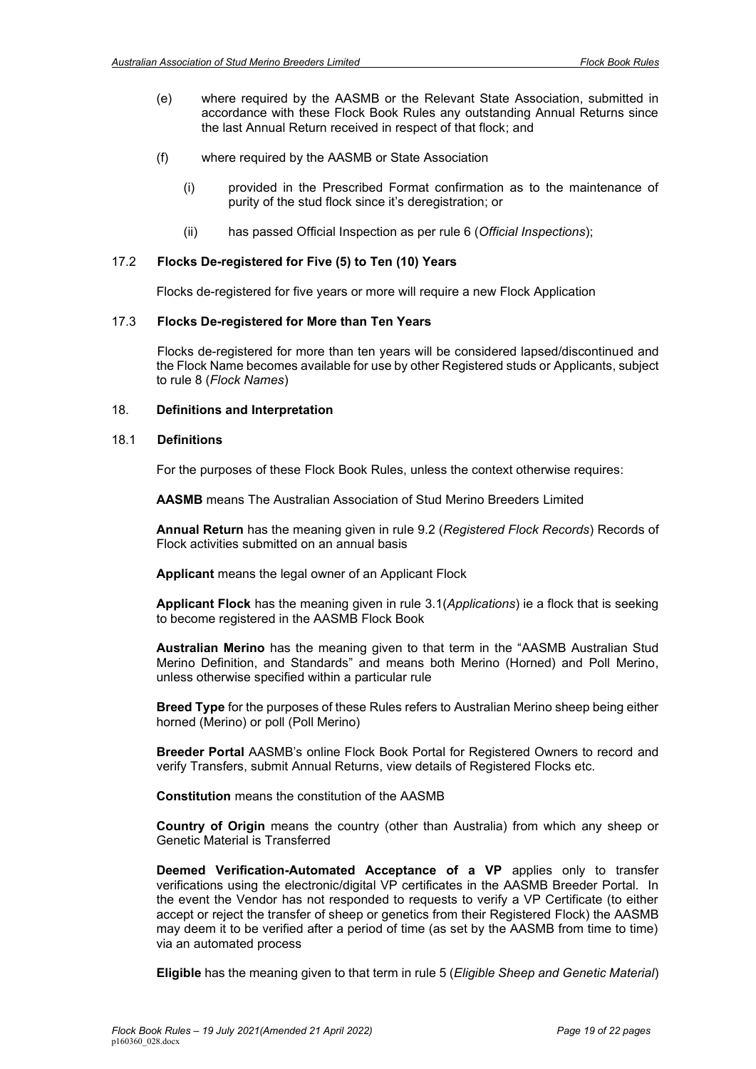(e) where required by the AASMB or the Relevant State Association, submitted in accordance with these Flock Book Rules any outstanding Annual Returns since the last Annual Return received in respect of that flock; and

(f) where required by the AASMB or State Association

  (i) provided in the Prescribed Format confirmation as to the maintenance of purity of the stud flock since it's deregistration; or

  (ii) has passed Official Inspection as per rule 6 (*Official Inspections*);

### 17.2 Flocks De-registered for Five (5) to Ten (10) Years

Flocks de-registered for five years or more will require a new Flock Application

### 17.3 Flocks De-registered for More than Ten Years

Flocks de-registered for more than ten years will be considered lapsed/discontinued and the Flock Name becomes available for use by other Registered studs or Applicants, subject to rule 8 (*Flock Names*)

## 18. Definitions and Interpretation

### 18.1 Definitions

For the purposes of these Flock Book Rules, unless the context otherwise requires:

**AASMB** means The Australian Association of Stud Merino Breeders Limited

**Annual Return** has the meaning given in rule 9.2 (*Registered Flock Records*) Records of Flock activities submitted on an annual basis

**Applicant** means the legal owner of an Applicant Flock

**Applicant Flock** has the meaning given in rule 3.1(*Applications*) ie a flock that is seeking to become registered in the AASMB Flock Book

**Australian Merino** has the meaning given to that term in the "AASMB Australian Stud Merino Definition, and Standards" and means both Merino (Horned) and Poll Merino, unless otherwise specified within a particular rule

**Breed Type** for the purposes of these Rules refers to Australian Merino sheep being either horned (Merino) or poll (Poll Merino)

**Breeder Portal** AASMB's online Flock Book Portal for Registered Owners to record and verify Transfers, submit Annual Returns, view details of Registered Flocks etc.

**Constitution** means the constitution of the AASMB

**Country of Origin** means the country (other than Australia) from which any sheep or Genetic Material is Transferred

**Deemed Verification-Automated Acceptance of a VP** applies only to transfer verifications using the electronic/digital VP certificates in the AASMB Breeder Portal. In the event the Vendor has not responded to requests to verify a VP Certificate (to either accept or reject the transfer of sheep or genetics from their Registered Flock) the AASMB may deem it to be verified after a period of time (as set by the AASMB from time to time) via an automated process

**Eligible** has the meaning given to that term in rule 5 (*Eligible Sheep and Genetic Material*)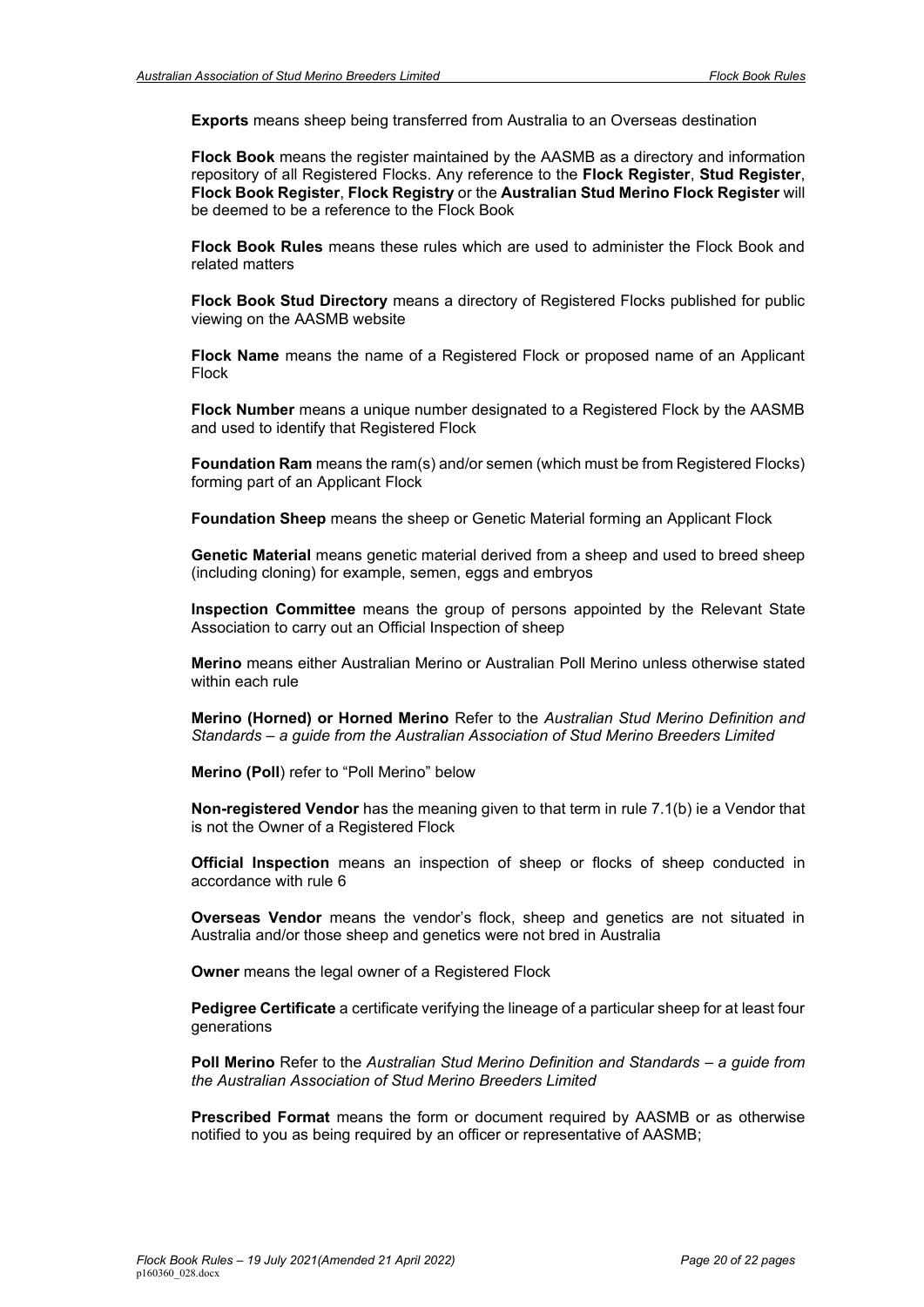**Exports** means sheep being transferred from Australia to an Overseas destination

**Flock Book** means the register maintained by the AASMB as a directory and information repository of all Registered Flocks. Any reference to the **Flock Register**, **Stud Register**, **Flock Book Register**, **Flock Registry** or the **Australian Stud Merino Flock Register** will be deemed to be a reference to the Flock Book

**Flock Book Rules** means these rules which are used to administer the Flock Book and related matters

**Flock Book Stud Directory** means a directory of Registered Flocks published for public viewing on the AASMB website

**Flock Name** means the name of a Registered Flock or proposed name of an Applicant Flock

**Flock Number** means a unique number designated to a Registered Flock by the AASMB and used to identify that Registered Flock

**Foundation Ram** means the ram(s) and/or semen (which must be from Registered Flocks) forming part of an Applicant Flock

**Foundation Sheep** means the sheep or Genetic Material forming an Applicant Flock

**Genetic Material** means genetic material derived from a sheep and used to breed sheep (including cloning) for example, semen, eggs and embryos

**Inspection Committee** means the group of persons appointed by the Relevant State Association to carry out an Official Inspection of sheep

**Merino** means either Australian Merino or Australian Poll Merino unless otherwise stated within each rule

**Merino (Horned) or Horned Merino** Refer to the *Australian Stud Merino Definition and Standards – a guide from the Australian Association of Stud Merino Breeders Limited*

**Merino (Poll**) refer to "Poll Merino" below

**Non-registered Vendor** has the meaning given to that term in rule 7.1(b) ie a Vendor that is not the Owner of a Registered Flock

**Official Inspection** means an inspection of sheep or flocks of sheep conducted in accordance with rule 6

**Overseas Vendor** means the vendor's flock, sheep and genetics are not situated in Australia and/or those sheep and genetics were not bred in Australia

**Owner** means the legal owner of a Registered Flock

**Pedigree Certificate** a certificate verifying the lineage of a particular sheep for at least four generations

**Poll Merino** Refer to the *Australian Stud Merino Definition and Standards – a guide from the Australian Association of Stud Merino Breeders Limited*

**Prescribed Format** means the form or document required by AASMB or as otherwise notified to you as being required by an officer or representative of AASMB;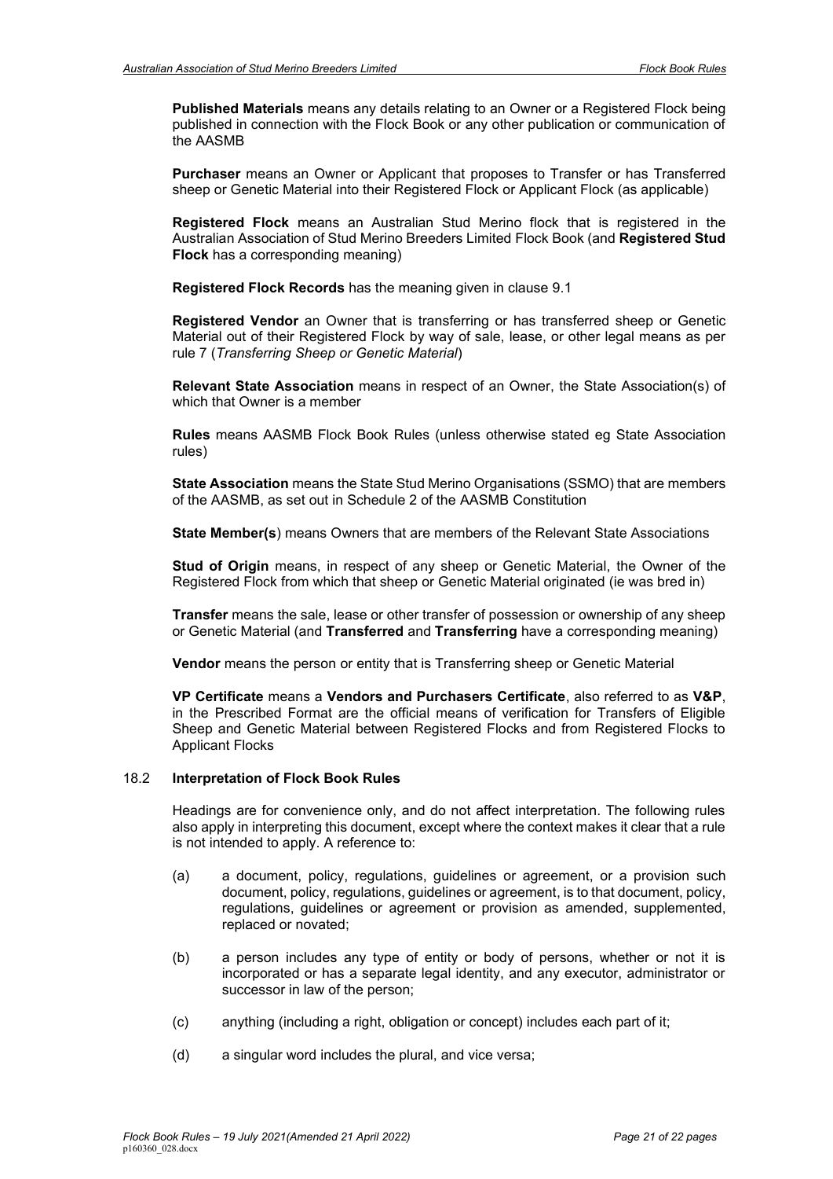**Published Materials** means any details relating to an Owner or a Registered Flock being published in connection with the Flock Book or any other publication or communication of the AASMB

**Purchaser** means an Owner or Applicant that proposes to Transfer or has Transferred sheep or Genetic Material into their Registered Flock or Applicant Flock (as applicable)

**Registered Flock** means an Australian Stud Merino flock that is registered in the Australian Association of Stud Merino Breeders Limited Flock Book (and **Registered Stud Flock** has a corresponding meaning)

**Registered Flock Records** has the meaning given in clause 9.1

**Registered Vendor** an Owner that is transferring or has transferred sheep or Genetic Material out of their Registered Flock by way of sale, lease, or other legal means as per rule 7 (*Transferring Sheep or Genetic Material*)

**Relevant State Association** means in respect of an Owner, the State Association(s) of which that Owner is a member

**Rules** means AASMB Flock Book Rules (unless otherwise stated eg State Association rules)

**State Association** means the State Stud Merino Organisations (SSMO) that are members of the AASMB, as set out in Schedule 2 of the AASMB Constitution

**State Member(s**) means Owners that are members of the Relevant State Associations

**Stud of Origin** means, in respect of any sheep or Genetic Material, the Owner of the Registered Flock from which that sheep or Genetic Material originated (ie was bred in)

**Transfer** means the sale, lease or other transfer of possession or ownership of any sheep or Genetic Material (and **Transferred** and **Transferring** have a corresponding meaning)

**Vendor** means the person or entity that is Transferring sheep or Genetic Material

**VP Certificate** means a **Vendors and Purchasers Certificate**, also referred to as **V&P**, in the Prescribed Format are the official means of verification for Transfers of Eligible Sheep and Genetic Material between Registered Flocks and from Registered Flocks to Applicant Flocks

### 18.2 Interpretation of Flock Book Rules

Headings are for convenience only, and do not affect interpretation. The following rules also apply in interpreting this document, except where the context makes it clear that a rule is not intended to apply. A reference to:

(a) a document, policy, regulations, guidelines or agreement, or a provision such document, policy, regulations, guidelines or agreement, is to that document, policy, regulations, guidelines or agreement or provision as amended, supplemented, replaced or novated;

(b) a person includes any type of entity or body of persons, whether or not it is incorporated or has a separate legal identity, and any executor, administrator or successor in law of the person;

(c) anything (including a right, obligation or concept) includes each part of it;

(d) a singular word includes the plural, and vice versa;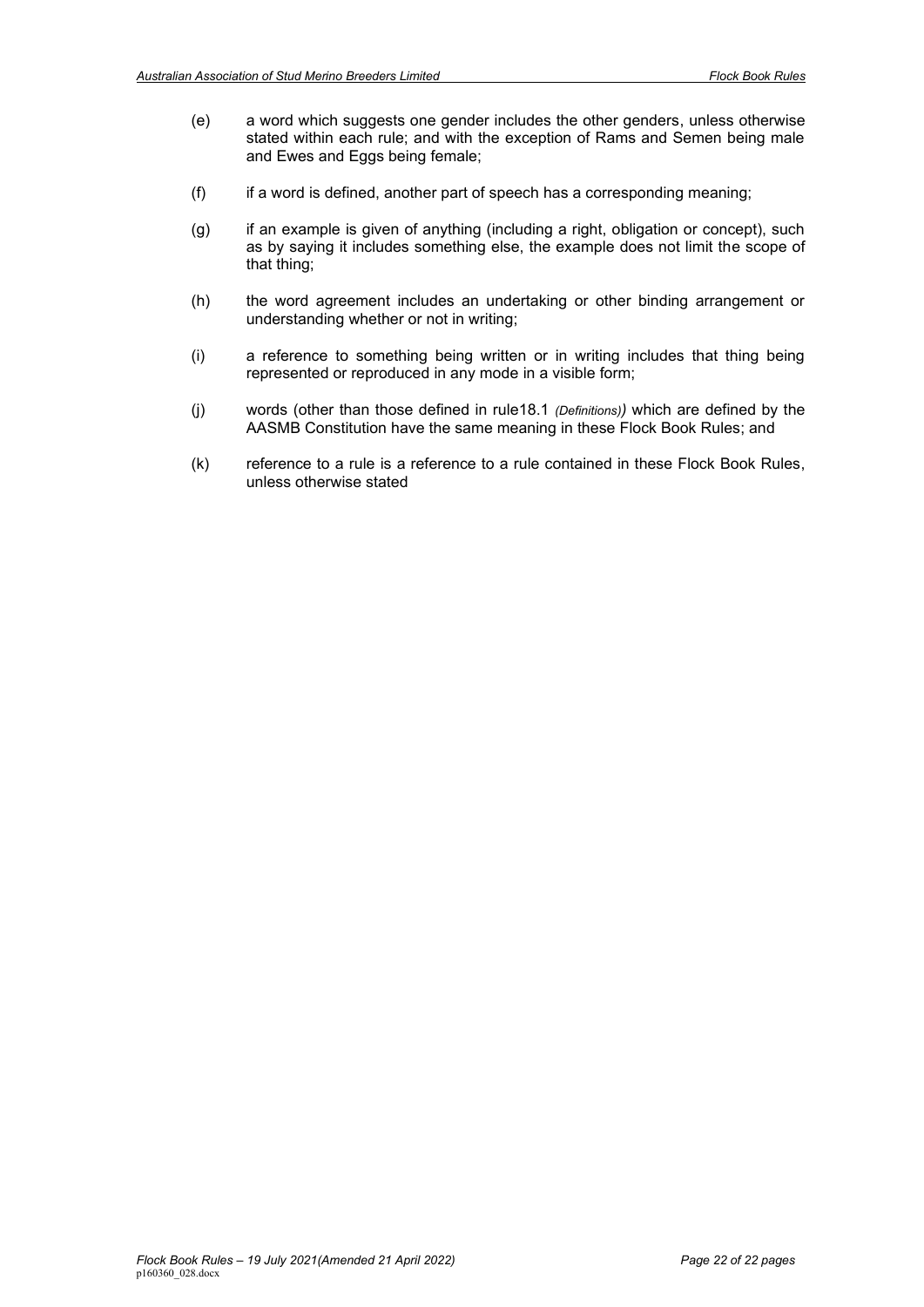(e) a word which suggests one gender includes the other genders, unless otherwise stated within each rule; and with the exception of Rams and Semen being male and Ewes and Eggs being female;

(f) if a word is defined, another part of speech has a corresponding meaning;

(g) if an example is given of anything (including a right, obligation or concept), such as by saying it includes something else, the example does not limit the scope of that thing;

(h) the word agreement includes an undertaking or other binding arrangement or understanding whether or not in writing;

(i) a reference to something being written or in writing includes that thing being represented or reproduced in any mode in a visible form;

(j) words (other than those defined in rule18.1 *(Definitions))* which are defined by the AASMB Constitution have the same meaning in these Flock Book Rules; and

(k) reference to a rule is a reference to a rule contained in these Flock Book Rules, unless otherwise stated